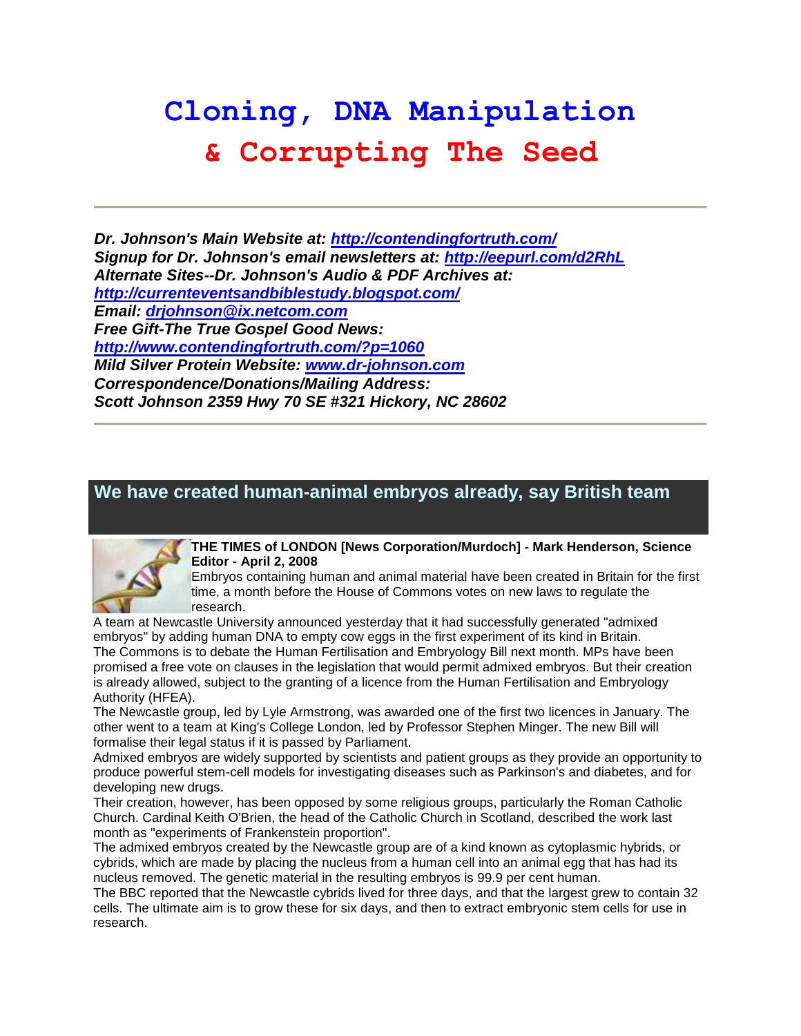# Cloning, DNA Manipulation & Corrupting The Seed

---

***Dr. Johnson's Main Website at: http://contendingfortruth.com/***
***Signup for Dr. Johnson's email newsletters at: http://eepurl.com/d2RhL***
***Alternate Sites--Dr. Johnson's Audio & PDF Archives at: http://currenteventsandbiblestudy.blogspot.com/***
***Email: drjohnson@ix.netcom.com***
***Free Gift-The True Gospel Good News: http://www.contendingfortruth.com/?p=1060***
***Mild Silver Protein Website: www.dr-johnson.com***
***Correspondence/Donations/Mailing Address:***
***Scott Johnson 2359 Hwy 70 SE #321 Hickory, NC 28602***

---

## We have created human-animal embryos already, say British team

**THE TIMES of LONDON [News Corporation/Murdoch] - Mark Henderson, Science Editor - April 2, 2008**

Embryos containing human and animal material have been created in Britain for the first time, a month before the House of Commons votes on new laws to regulate the research.

A team at Newcastle University announced yesterday that it had successfully generated "admixed embryos" by adding human DNA to empty cow eggs in the first experiment of its kind in Britain.

The Commons is to debate the Human Fertilisation and Embryology Bill next month. MPs have been promised a free vote on clauses in the legislation that would permit admixed embryos. But their creation is already allowed, subject to the granting of a licence from the Human Fertilisation and Embryology Authority (HFEA).

The Newcastle group, led by Lyle Armstrong, was awarded one of the first two licences in January. The other went to a team at King's College London, led by Professor Stephen Minger. The new Bill will formalise their legal status if it is passed by Parliament.

Admixed embryos are widely supported by scientists and patient groups as they provide an opportunity to produce powerful stem-cell models for investigating diseases such as Parkinson's and diabetes, and for developing new drugs.

Their creation, however, has been opposed by some religious groups, particularly the Roman Catholic Church. Cardinal Keith O'Brien, the head of the Catholic Church in Scotland, described the work last month as "experiments of Frankenstein proportion".

The admixed embryos created by the Newcastle group are of a kind known as cytoplasmic hybrids, or cybrids, which are made by placing the nucleus from a human cell into an animal egg that has had its nucleus removed. The genetic material in the resulting embryos is 99.9 per cent human.

The BBC reported that the Newcastle cybrids lived for three days, and that the largest grew to contain 32 cells. The ultimate aim is to grow these for six days, and then to extract embryonic stem cells for use in research.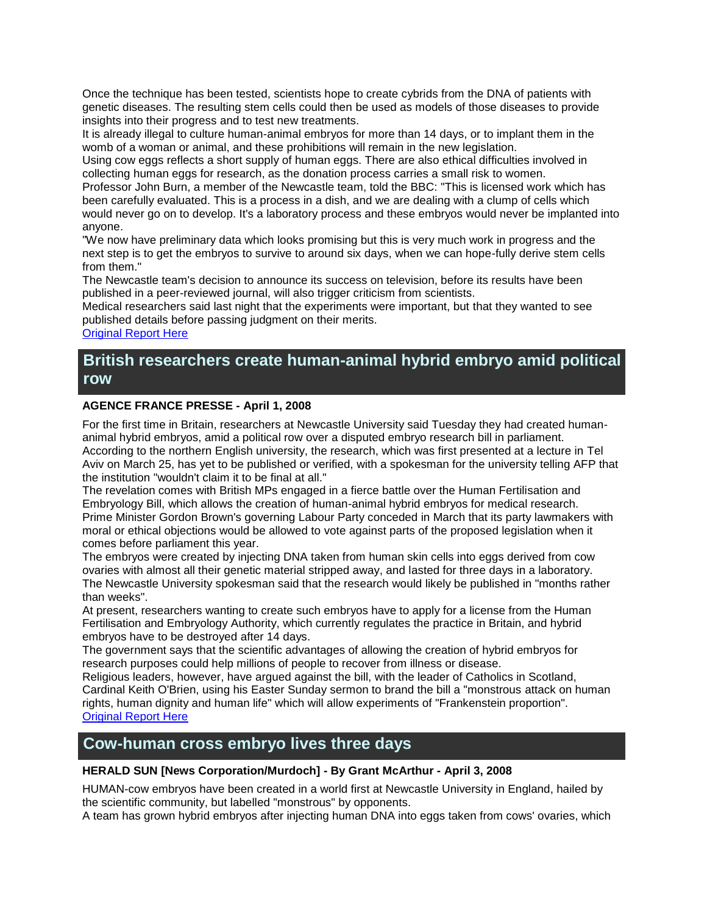Once the technique has been tested, scientists hope to create cybrids from the DNA of patients with genetic diseases. The resulting stem cells could then be used as models of those diseases to provide insights into their progress and to test new treatments.

It is already illegal to culture human-animal embryos for more than 14 days, or to implant them in the womb of a woman or animal, and these prohibitions will remain in the new legislation.

Using cow eggs reflects a short supply of human eggs. There are also ethical difficulties involved in collecting human eggs for research, as the donation process carries a small risk to women.

Professor John Burn, a member of the Newcastle team, told the BBC: "This is licensed work which has been carefully evaluated. This is a process in a dish, and we are dealing with a clump of cells which would never go on to develop. It's a laboratory process and these embryos would never be implanted into anyone.

"We now have preliminary data which looks promising but this is very much work in progress and the next step is to get the embryos to survive to around six days, when we can hope-fully derive stem cells from them."

The Newcastle team's decision to announce its success on television, before its results have been published in a peer-reviewed journal, will also trigger criticism from scientists.

Medical researchers said last night that the experiments were important, but that they wanted to see published details before passing judgment on their merits.

Original Report Here

## British researchers create human-animal hybrid embryo amid political row

**AGENCE FRANCE PRESSE - April 1, 2008**

For the first time in Britain, researchers at Newcastle University said Tuesday they had created human-animal hybrid embryos, amid a political row over a disputed embryo research bill in parliament.

According to the northern English university, the research, which was first presented at a lecture in Tel Aviv on March 25, has yet to be published or verified, with a spokesman for the university telling AFP that the institution "wouldn't claim it to be final at all."

The revelation comes with British MPs engaged in a fierce battle over the Human Fertilisation and Embryology Bill, which allows the creation of human-animal hybrid embryos for medical research.

Prime Minister Gordon Brown's governing Labour Party conceded in March that its party lawmakers with moral or ethical objections would be allowed to vote against parts of the proposed legislation when it comes before parliament this year.

The embryos were created by injecting DNA taken from human skin cells into eggs derived from cow ovaries with almost all their genetic material stripped away, and lasted for three days in a laboratory.

The Newcastle University spokesman said that the research would likely be published in "months rather than weeks".

At present, researchers wanting to create such embryos have to apply for a license from the Human Fertilisation and Embryology Authority, which currently regulates the practice in Britain, and hybrid embryos have to be destroyed after 14 days.

The government says that the scientific advantages of allowing the creation of hybrid embryos for research purposes could help millions of people to recover from illness or disease.

Religious leaders, however, have argued against the bill, with the leader of Catholics in Scotland, Cardinal Keith O'Brien, using his Easter Sunday sermon to brand the bill a "monstrous attack on human rights, human dignity and human life" which will allow experiments of "Frankenstein proportion".

Original Report Here

## Cow-human cross embryo lives three days

**HERALD SUN [News Corporation/Murdoch] - By Grant McArthur - April 3, 2008**

HUMAN-cow embryos have been created in a world first at Newcastle University in England, hailed by the scientific community, but labelled "monstrous" by opponents.

A team has grown hybrid embryos after injecting human DNA into eggs taken from cows' ovaries, which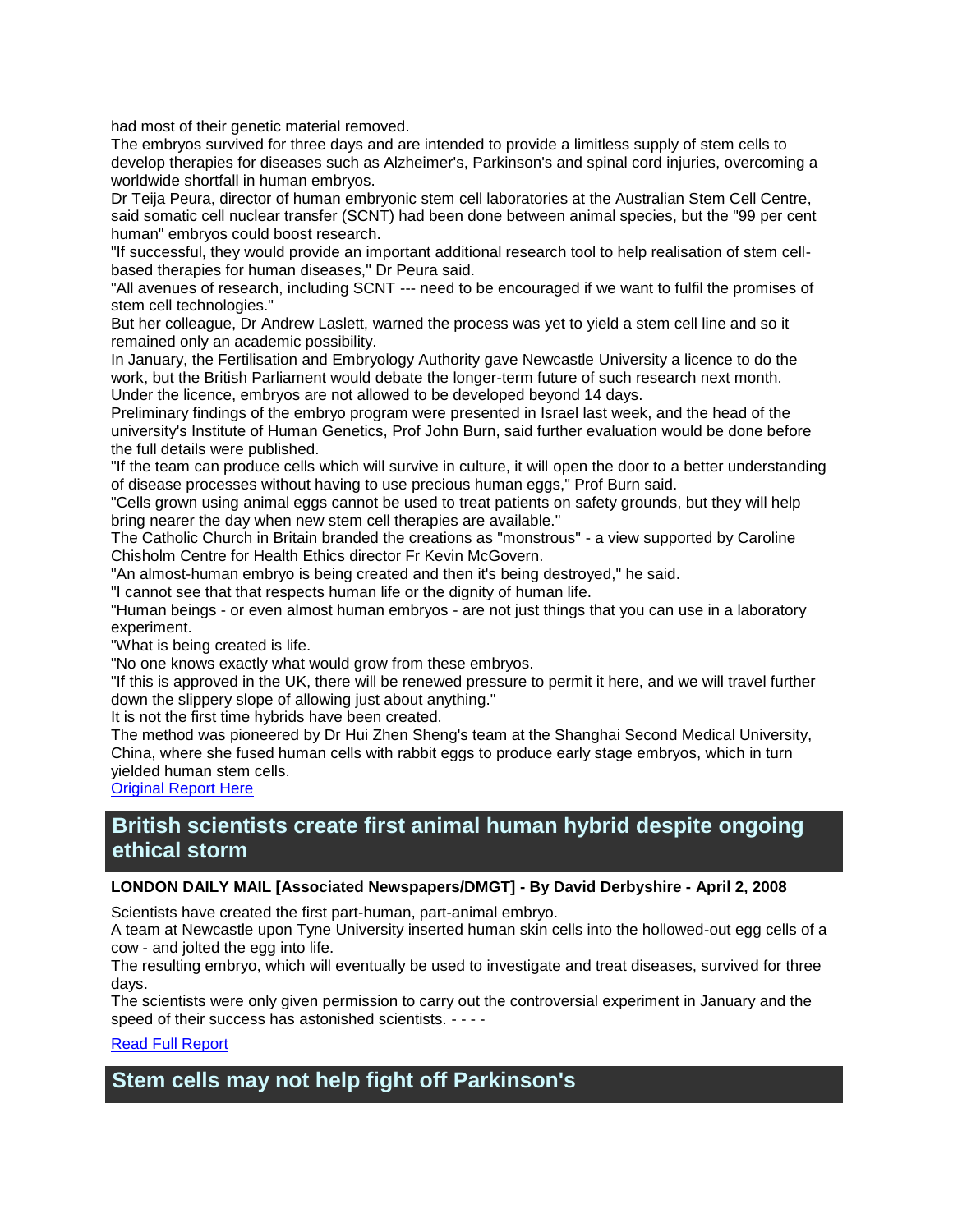had most of their genetic material removed.

The embryos survived for three days and are intended to provide a limitless supply of stem cells to develop therapies for diseases such as Alzheimer's, Parkinson's and spinal cord injuries, overcoming a worldwide shortfall in human embryos.

Dr Teija Peura, director of human embryonic stem cell laboratories at the Australian Stem Cell Centre, said somatic cell nuclear transfer (SCNT) had been done between animal species, but the "99 per cent human" embryos could boost research.

"If successful, they would provide an important additional research tool to help realisation of stem cell-based therapies for human diseases," Dr Peura said.

"All avenues of research, including SCNT --- need to be encouraged if we want to fulfil the promises of stem cell technologies."

But her colleague, Dr Andrew Laslett, warned the process was yet to yield a stem cell line and so it remained only an academic possibility.

In January, the Fertilisation and Embryology Authority gave Newcastle University a licence to do the work, but the British Parliament would debate the longer-term future of such research next month.

Under the licence, embryos are not allowed to be developed beyond 14 days.

Preliminary findings of the embryo program were presented in Israel last week, and the head of the university's Institute of Human Genetics, Prof John Burn, said further evaluation would be done before the full details were published.

"If the team can produce cells which will survive in culture, it will open the door to a better understanding of disease processes without having to use precious human eggs," Prof Burn said.

"Cells grown using animal eggs cannot be used to treat patients on safety grounds, but they will help bring nearer the day when new stem cell therapies are available."

The Catholic Church in Britain branded the creations as "monstrous" - a view supported by Caroline Chisholm Centre for Health Ethics director Fr Kevin McGovern.

"An almost-human embryo is being created and then it's being destroyed," he said.

"I cannot see that that respects human life or the dignity of human life.

"Human beings - or even almost human embryos - are not just things that you can use in a laboratory experiment.

"What is being created is life.

"No one knows exactly what would grow from these embryos.

"If this is approved in the UK, there will be renewed pressure to permit it here, and we will travel further down the slippery slope of allowing just about anything."

It is not the first time hybrids have been created.

The method was pioneered by Dr Hui Zhen Sheng's team at the Shanghai Second Medical University, China, where she fused human cells with rabbit eggs to produce early stage embryos, which in turn yielded human stem cells.

Original Report Here

## British scientists create first animal human hybrid despite ongoing ethical storm

**LONDON DAILY MAIL [Associated Newspapers/DMGT] - By David Derbyshire - April 2, 2008**

Scientists have created the first part-human, part-animal embryo.

A team at Newcastle upon Tyne University inserted human skin cells into the hollowed-out egg cells of a cow - and jolted the egg into life.

The resulting embryo, which will eventually be used to investigate and treat diseases, survived for three days.

The scientists were only given permission to carry out the controversial experiment in January and the speed of their success has astonished scientists. - - - -

Read Full Report

## Stem cells may not help fight off Parkinson's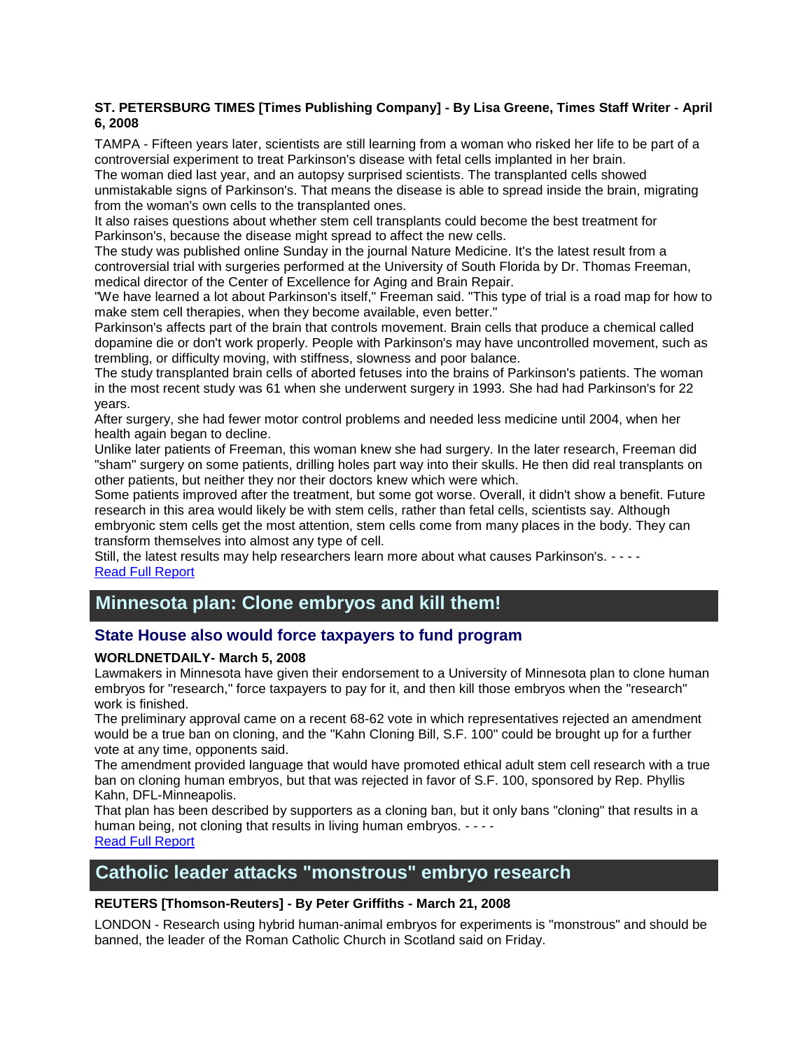**ST. PETERSBURG TIMES [Times Publishing Company] - By Lisa Greene, Times Staff Writer - April 6, 2008**

TAMPA - Fifteen years later, scientists are still learning from a woman who risked her life to be part of a controversial experiment to treat Parkinson's disease with fetal cells implanted in her brain.
The woman died last year, and an autopsy surprised scientists. The transplanted cells showed unmistakable signs of Parkinson's. That means the disease is able to spread inside the brain, migrating from the woman's own cells to the transplanted ones.
It also raises questions about whether stem cell transplants could become the best treatment for Parkinson's, because the disease might spread to affect the new cells.
The study was published online Sunday in the journal Nature Medicine. It's the latest result from a controversial trial with surgeries performed at the University of South Florida by Dr. Thomas Freeman, medical director of the Center of Excellence for Aging and Brain Repair.
"We have learned a lot about Parkinson's itself," Freeman said. "This type of trial is a road map for how to make stem cell therapies, when they become available, even better."
Parkinson's affects part of the brain that controls movement. Brain cells that produce a chemical called dopamine die or don't work properly. People with Parkinson's may have uncontrolled movement, such as trembling, or difficulty moving, with stiffness, slowness and poor balance.
The study transplanted brain cells of aborted fetuses into the brains of Parkinson's patients. The woman in the most recent study was 61 when she underwent surgery in 1993. She had had Parkinson's for 22 years.
After surgery, she had fewer motor control problems and needed less medicine until 2004, when her health again began to decline.
Unlike later patients of Freeman, this woman knew she had surgery. In the later research, Freeman did "sham" surgery on some patients, drilling holes part way into their skulls. He then did real transplants on other patients, but neither they nor their doctors knew which were which.
Some patients improved after the treatment, but some got worse. Overall, it didn't show a benefit. Future research in this area would likely be with stem cells, rather than fetal cells, scientists say. Although embryonic stem cells get the most attention, stem cells come from many places in the body. They can transform themselves into almost any type of cell.
Still, the latest results may help researchers learn more about what causes Parkinson's. - - - -
Read Full Report

## Minnesota plan: Clone embryos and kill them!

### State House also would force taxpayers to fund program

**WORLDNETDAILY- March 5, 2008**

Lawmakers in Minnesota have given their endorsement to a University of Minnesota plan to clone human embryos for "research," force taxpayers to pay for it, and then kill those embryos when the "research" work is finished.
The preliminary approval came on a recent 68-62 vote in which representatives rejected an amendment would be a true ban on cloning, and the "Kahn Cloning Bill, S.F. 100" could be brought up for a further vote at any time, opponents said.
The amendment provided language that would have promoted ethical adult stem cell research with a true ban on cloning human embryos, but that was rejected in favor of S.F. 100, sponsored by Rep. Phyllis Kahn, DFL-Minneapolis.
That plan has been described by supporters as a cloning ban, but it only bans "cloning" that results in a human being, not cloning that results in living human embryos. - - - -
Read Full Report

## Catholic leader attacks "monstrous" embryo research

**REUTERS [Thomson-Reuters] - By Peter Griffiths - March 21, 2008**

LONDON - Research using hybrid human-animal embryos for experiments is "monstrous" and should be banned, the leader of the Roman Catholic Church in Scotland said on Friday.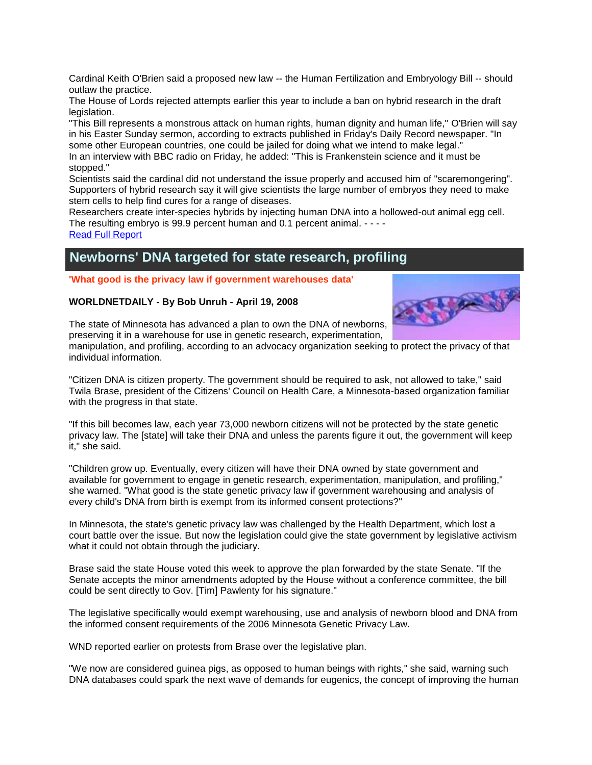Cardinal Keith O'Brien said a proposed new law -- the Human Fertilization and Embryology Bill -- should outlaw the practice.
The House of Lords rejected attempts earlier this year to include a ban on hybrid research in the draft legislation.
"This Bill represents a monstrous attack on human rights, human dignity and human life," O'Brien will say in his Easter Sunday sermon, according to extracts published in Friday's Daily Record newspaper. "In some other European countries, one could be jailed for doing what we intend to make legal."
In an interview with BBC radio on Friday, he added: "This is Frankenstein science and it must be stopped."
Scientists said the cardinal did not understand the issue properly and accused him of "scaremongering".
Supporters of hybrid research say it will give scientists the large number of embryos they need to make stem cells to help find cures for a range of diseases.
Researchers create inter-species hybrids by injecting human DNA into a hollowed-out animal egg cell.
The resulting embryo is 99.9 percent human and 0.1 percent animal. - - - -
Read Full Report

## Newborns' DNA targeted for state research, profiling

**'What good is the privacy law if government warehouses data'**

**WORLDNETDAILY - By Bob Unruh - April 19, 2008**

The state of Minnesota has advanced a plan to own the DNA of newborns, preserving it in a warehouse for use in genetic research, experimentation, manipulation, and profiling, according to an advocacy organization seeking to protect the privacy of that individual information.

"Citizen DNA is citizen property. The government should be required to ask, not allowed to take," said Twila Brase, president of the Citizens' Council on Health Care, a Minnesota-based organization familiar with the progress in that state.

"If this bill becomes law, each year 73,000 newborn citizens will not be protected by the state genetic privacy law. The [state] will take their DNA and unless the parents figure it out, the government will keep it," she said.

"Children grow up. Eventually, every citizen will have their DNA owned by state government and available for government to engage in genetic research, experimentation, manipulation, and profiling," she warned. "What good is the state genetic privacy law if government warehousing and analysis of every child's DNA from birth is exempt from its informed consent protections?"

In Minnesota, the state's genetic privacy law was challenged by the Health Department, which lost a court battle over the issue. But now the legislation could give the state government by legislative activism what it could not obtain through the judiciary.

Brase said the state House voted this week to approve the plan forwarded by the state Senate. "If the Senate accepts the minor amendments adopted by the House without a conference committee, the bill could be sent directly to Gov. [Tim] Pawlenty for his signature."

The legislative specifically would exempt warehousing, use and analysis of newborn blood and DNA from the informed consent requirements of the 2006 Minnesota Genetic Privacy Law.

WND reported earlier on protests from Brase over the legislative plan.

"We now are considered guinea pigs, as opposed to human beings with rights," she said, warning such DNA databases could spark the next wave of demands for eugenics, the concept of improving the human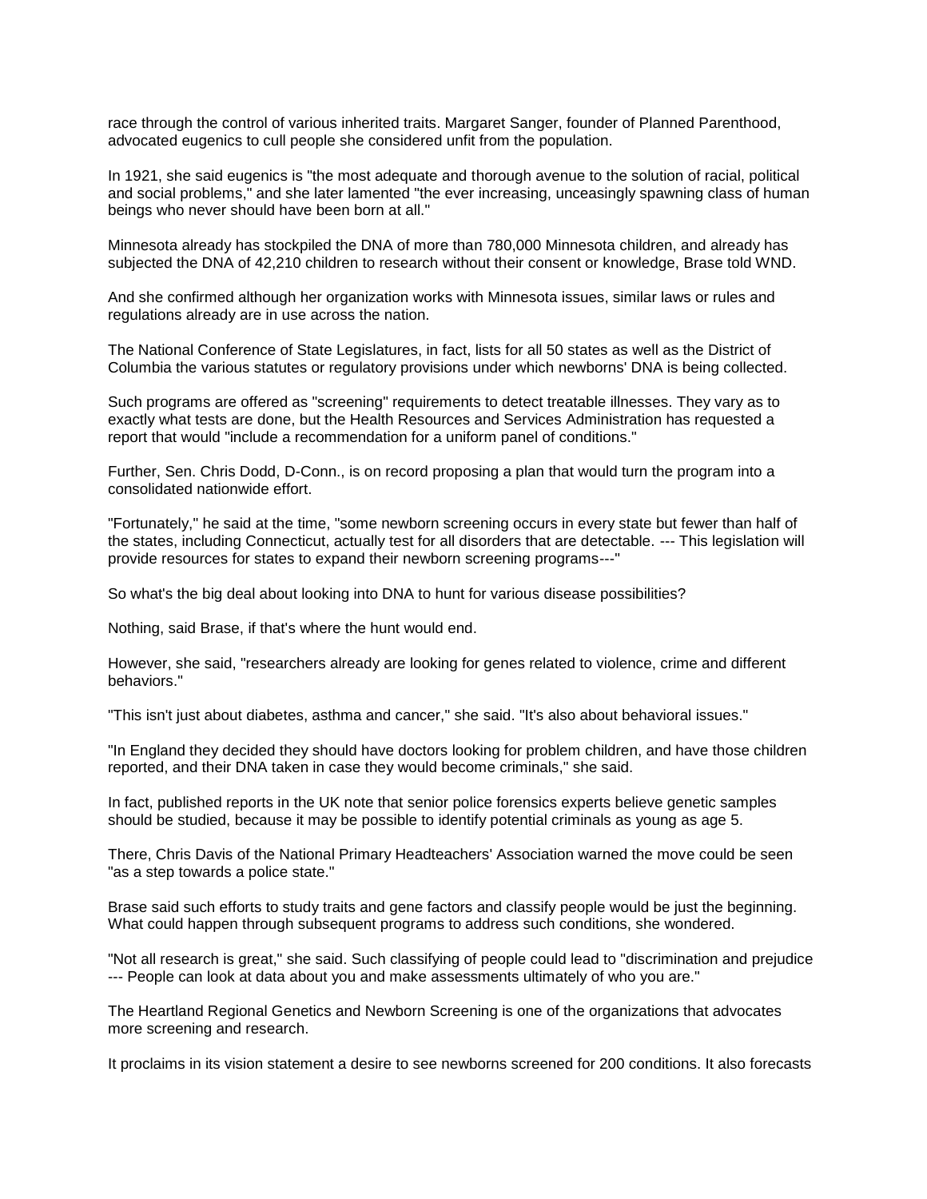race through the control of various inherited traits. Margaret Sanger, founder of Planned Parenthood, advocated eugenics to cull people she considered unfit from the population.

In 1921, she said eugenics is "the most adequate and thorough avenue to the solution of racial, political and social problems," and she later lamented "the ever increasing, unceasingly spawning class of human beings who never should have been born at all."

Minnesota already has stockpiled the DNA of more than 780,000 Minnesota children, and already has subjected the DNA of 42,210 children to research without their consent or knowledge, Brase told WND.

And she confirmed although her organization works with Minnesota issues, similar laws or rules and regulations already are in use across the nation.

The National Conference of State Legislatures, in fact, lists for all 50 states as well as the District of Columbia the various statutes or regulatory provisions under which newborns' DNA is being collected.

Such programs are offered as "screening" requirements to detect treatable illnesses. They vary as to exactly what tests are done, but the Health Resources and Services Administration has requested a report that would "include a recommendation for a uniform panel of conditions."

Further, Sen. Chris Dodd, D-Conn., is on record proposing a plan that would turn the program into a consolidated nationwide effort.

"Fortunately," he said at the time, "some newborn screening occurs in every state but fewer than half of the states, including Connecticut, actually test for all disorders that are detectable. --- This legislation will provide resources for states to expand their newborn screening programs---"

So what's the big deal about looking into DNA to hunt for various disease possibilities?

Nothing, said Brase, if that's where the hunt would end.

However, she said, "researchers already are looking for genes related to violence, crime and different behaviors."

"This isn't just about diabetes, asthma and cancer," she said. "It's also about behavioral issues."

"In England they decided they should have doctors looking for problem children, and have those children reported, and their DNA taken in case they would become criminals," she said.

In fact, published reports in the UK note that senior police forensics experts believe genetic samples should be studied, because it may be possible to identify potential criminals as young as age 5.

There, Chris Davis of the National Primary Headteachers' Association warned the move could be seen "as a step towards a police state."

Brase said such efforts to study traits and gene factors and classify people would be just the beginning. What could happen through subsequent programs to address such conditions, she wondered.

"Not all research is great," she said. Such classifying of people could lead to "discrimination and prejudice --- People can look at data about you and make assessments ultimately of who you are."

The Heartland Regional Genetics and Newborn Screening is one of the organizations that advocates more screening and research.

It proclaims in its vision statement a desire to see newborns screened for 200 conditions. It also forecasts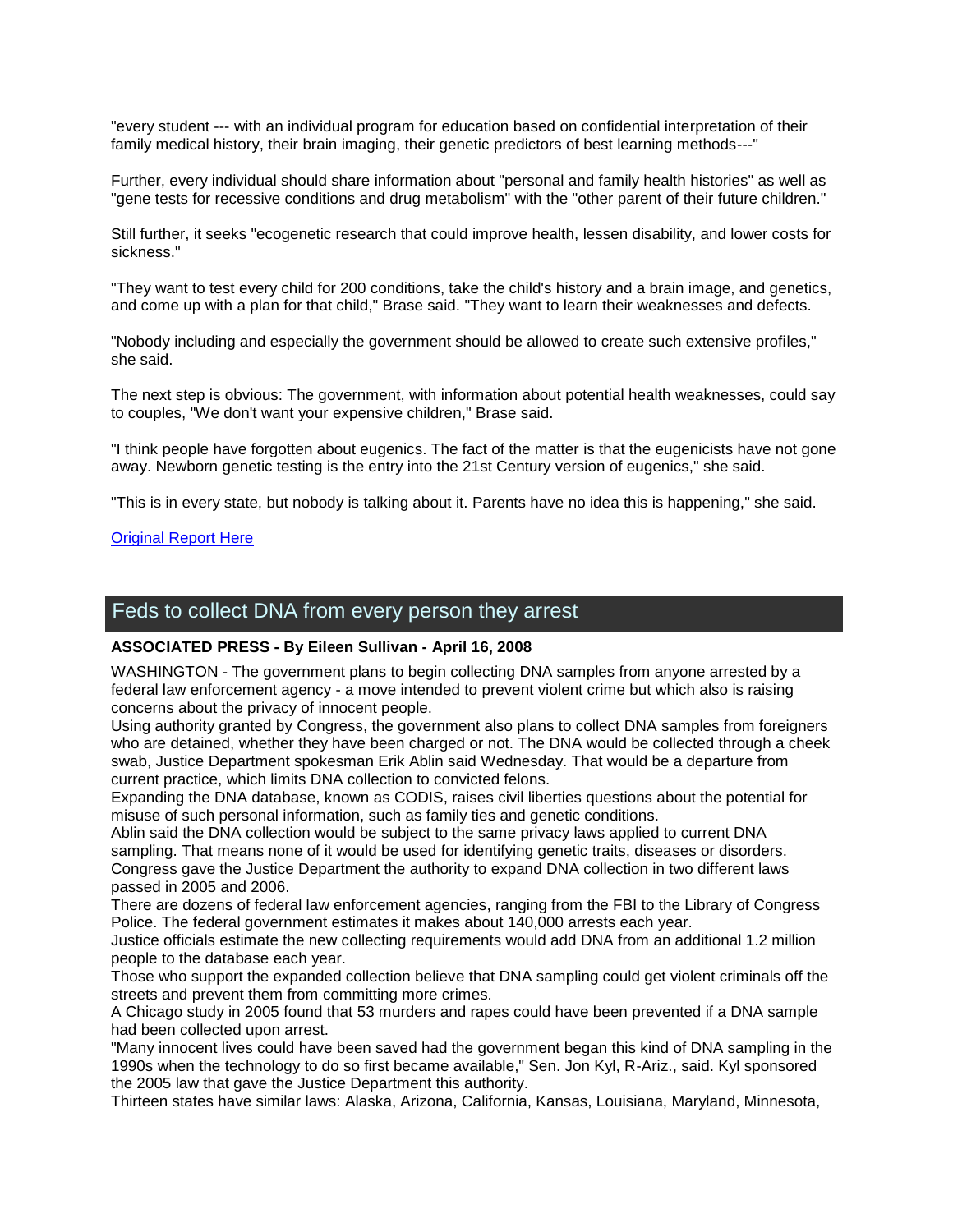"every student --- with an individual program for education based on confidential interpretation of their family medical history, their brain imaging, their genetic predictors of best learning methods---"

Further, every individual should share information about "personal and family health histories" as well as "gene tests for recessive conditions and drug metabolism" with the "other parent of their future children."

Still further, it seeks "ecogenetic research that could improve health, lessen disability, and lower costs for sickness."

"They want to test every child for 200 conditions, take the child's history and a brain image, and genetics, and come up with a plan for that child," Brase said. "They want to learn their weaknesses and defects.

"Nobody including and especially the government should be allowed to create such extensive profiles," she said.

The next step is obvious: The government, with information about potential health weaknesses, could say to couples, "We don't want your expensive children," Brase said.

"I think people have forgotten about eugenics. The fact of the matter is that the eugenicists have not gone away. Newborn genetic testing is the entry into the 21st Century version of eugenics," she said.

"This is in every state, but nobody is talking about it. Parents have no idea this is happening," she said.

Original Report Here

## Feds to collect DNA from every person they arrest

**ASSOCIATED PRESS - By Eileen Sullivan - April 16, 2008**

WASHINGTON - The government plans to begin collecting DNA samples from anyone arrested by a federal law enforcement agency - a move intended to prevent violent crime but which also is raising concerns about the privacy of innocent people.
Using authority granted by Congress, the government also plans to collect DNA samples from foreigners who are detained, whether they have been charged or not. The DNA would be collected through a cheek swab, Justice Department spokesman Erik Ablin said Wednesday. That would be a departure from current practice, which limits DNA collection to convicted felons.
Expanding the DNA database, known as CODIS, raises civil liberties questions about the potential for misuse of such personal information, such as family ties and genetic conditions.
Ablin said the DNA collection would be subject to the same privacy laws applied to current DNA sampling. That means none of it would be used for identifying genetic traits, diseases or disorders.
Congress gave the Justice Department the authority to expand DNA collection in two different laws passed in 2005 and 2006.
There are dozens of federal law enforcement agencies, ranging from the FBI to the Library of Congress Police. The federal government estimates it makes about 140,000 arrests each year.
Justice officials estimate the new collecting requirements would add DNA from an additional 1.2 million people to the database each year.
Those who support the expanded collection believe that DNA sampling could get violent criminals off the streets and prevent them from committing more crimes.
A Chicago study in 2005 found that 53 murders and rapes could have been prevented if a DNA sample had been collected upon arrest.
"Many innocent lives could have been saved had the government began this kind of DNA sampling in the 1990s when the technology to do so first became available," Sen. Jon Kyl, R-Ariz., said. Kyl sponsored the 2005 law that gave the Justice Department this authority.
Thirteen states have similar laws: Alaska, Arizona, California, Kansas, Louisiana, Maryland, Minnesota,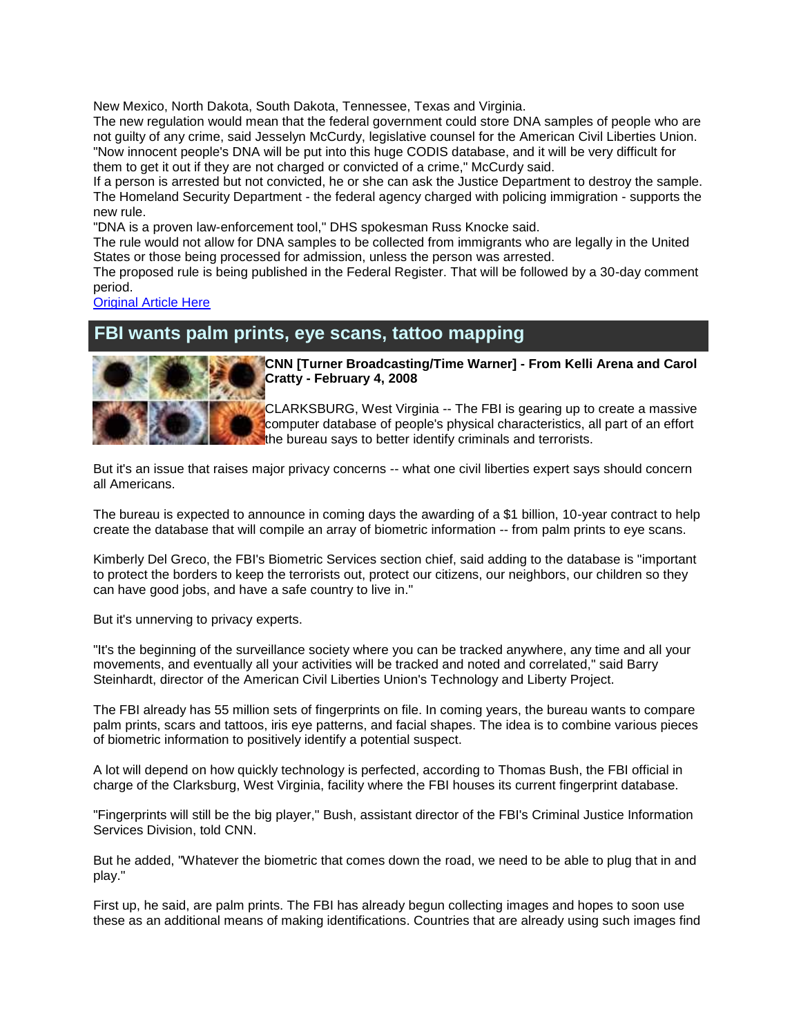New Mexico, North Dakota, South Dakota, Tennessee, Texas and Virginia.

The new regulation would mean that the federal government could store DNA samples of people who are not guilty of any crime, said Jesselyn McCurdy, legislative counsel for the American Civil Liberties Union.

"Now innocent people's DNA will be put into this huge CODIS database, and it will be very difficult for them to get it out if they are not charged or convicted of a crime," McCurdy said.

If a person is arrested but not convicted, he or she can ask the Justice Department to destroy the sample.

The Homeland Security Department - the federal agency charged with policing immigration - supports the new rule.

"DNA is a proven law-enforcement tool," DHS spokesman Russ Knocke said.

The rule would not allow for DNA samples to be collected from immigrants who are legally in the United States or those being processed for admission, unless the person was arrested.

The proposed rule is being published in the Federal Register. That will be followed by a 30-day comment period.

[Original Article Here]

## FBI wants palm prints, eye scans, tattoo mapping

**CNN [Turner Broadcasting/Time Warner] - From Kelli Arena and Carol Cratty - February 4, 2008**

CLARKSBURG, West Virginia -- The FBI is gearing up to create a massive computer database of people's physical characteristics, all part of an effort the bureau says to better identify criminals and terrorists.

But it's an issue that raises major privacy concerns -- what one civil liberties expert says should concern all Americans.

The bureau is expected to announce in coming days the awarding of a $1 billion, 10-year contract to help create the database that will compile an array of biometric information -- from palm prints to eye scans.

Kimberly Del Greco, the FBI's Biometric Services section chief, said adding to the database is "important to protect the borders to keep the terrorists out, protect our citizens, our neighbors, our children so they can have good jobs, and have a safe country to live in."

But it's unnerving to privacy experts.

"It's the beginning of the surveillance society where you can be tracked anywhere, any time and all your movements, and eventually all your activities will be tracked and noted and correlated," said Barry Steinhardt, director of the American Civil Liberties Union's Technology and Liberty Project.

The FBI already has 55 million sets of fingerprints on file. In coming years, the bureau wants to compare palm prints, scars and tattoos, iris eye patterns, and facial shapes. The idea is to combine various pieces of biometric information to positively identify a potential suspect.

A lot will depend on how quickly technology is perfected, according to Thomas Bush, the FBI official in charge of the Clarksburg, West Virginia, facility where the FBI houses its current fingerprint database.

"Fingerprints will still be the big player," Bush, assistant director of the FBI's Criminal Justice Information Services Division, told CNN.

But he added, "Whatever the biometric that comes down the road, we need to be able to plug that in and play."

First up, he said, are palm prints. The FBI has already begun collecting images and hopes to soon use these as an additional means of making identifications. Countries that are already using such images find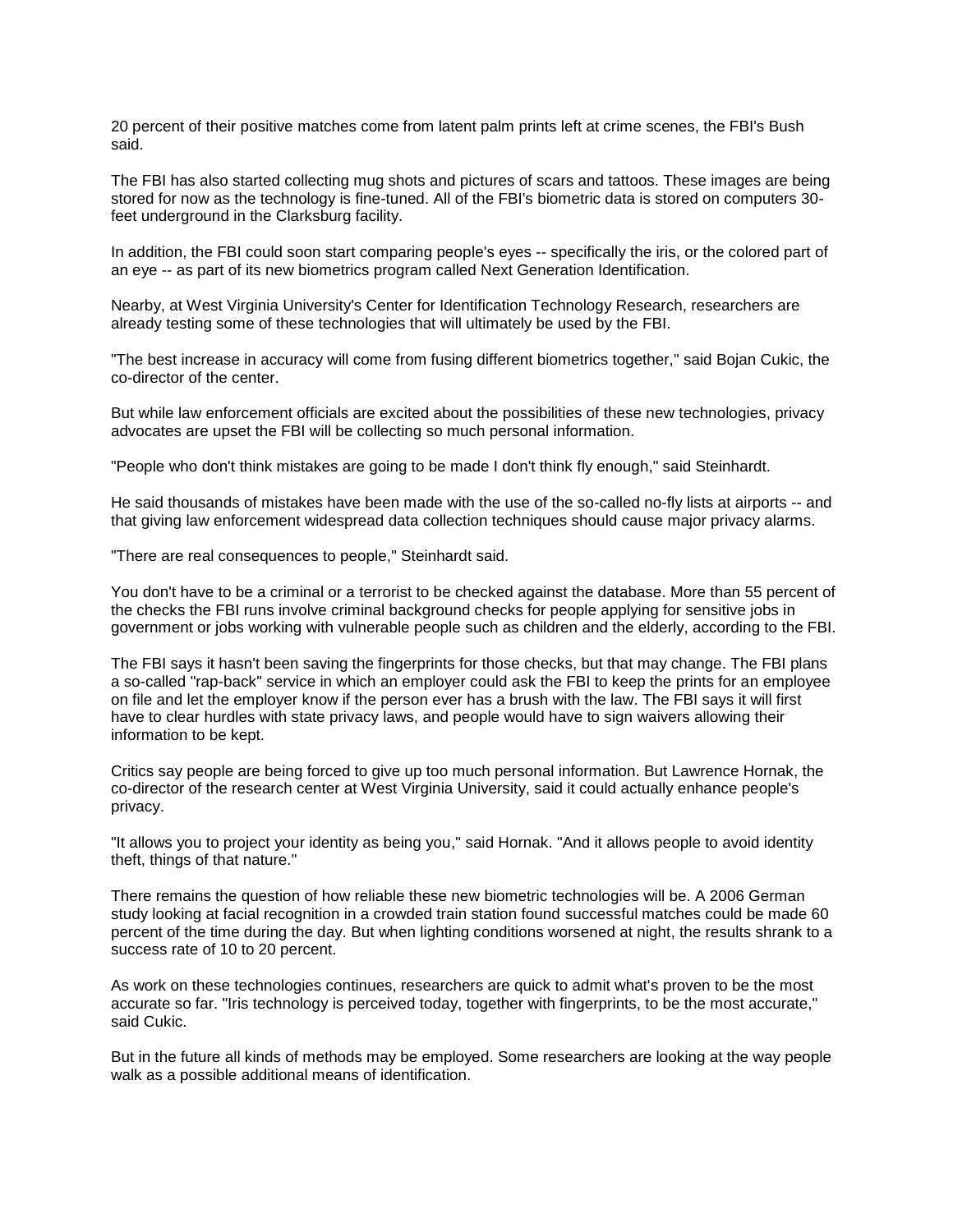20 percent of their positive matches come from latent palm prints left at crime scenes, the FBI's Bush said.

The FBI has also started collecting mug shots and pictures of scars and tattoos. These images are being stored for now as the technology is fine-tuned. All of the FBI's biometric data is stored on computers 30-feet underground in the Clarksburg facility.

In addition, the FBI could soon start comparing people's eyes -- specifically the iris, or the colored part of an eye -- as part of its new biometrics program called Next Generation Identification.

Nearby, at West Virginia University's Center for Identification Technology Research, researchers are already testing some of these technologies that will ultimately be used by the FBI.

"The best increase in accuracy will come from fusing different biometrics together," said Bojan Cukic, the co-director of the center.

But while law enforcement officials are excited about the possibilities of these new technologies, privacy advocates are upset the FBI will be collecting so much personal information.

"People who don't think mistakes are going to be made I don't think fly enough," said Steinhardt.

He said thousands of mistakes have been made with the use of the so-called no-fly lists at airports -- and that giving law enforcement widespread data collection techniques should cause major privacy alarms.

"There are real consequences to people," Steinhardt said.

You don't have to be a criminal or a terrorist to be checked against the database. More than 55 percent of the checks the FBI runs involve criminal background checks for people applying for sensitive jobs in government or jobs working with vulnerable people such as children and the elderly, according to the FBI.

The FBI says it hasn't been saving the fingerprints for those checks, but that may change. The FBI plans a so-called "rap-back" service in which an employer could ask the FBI to keep the prints for an employee on file and let the employer know if the person ever has a brush with the law. The FBI says it will first have to clear hurdles with state privacy laws, and people would have to sign waivers allowing their information to be kept.

Critics say people are being forced to give up too much personal information. But Lawrence Hornak, the co-director of the research center at West Virginia University, said it could actually enhance people's privacy.

"It allows you to project your identity as being you," said Hornak. "And it allows people to avoid identity theft, things of that nature."

There remains the question of how reliable these new biometric technologies will be. A 2006 German study looking at facial recognition in a crowded train station found successful matches could be made 60 percent of the time during the day. But when lighting conditions worsened at night, the results shrank to a success rate of 10 to 20 percent.

As work on these technologies continues, researchers are quick to admit what's proven to be the most accurate so far. "Iris technology is perceived today, together with fingerprints, to be the most accurate," said Cukic.

But in the future all kinds of methods may be employed. Some researchers are looking at the way people walk as a possible additional means of identification.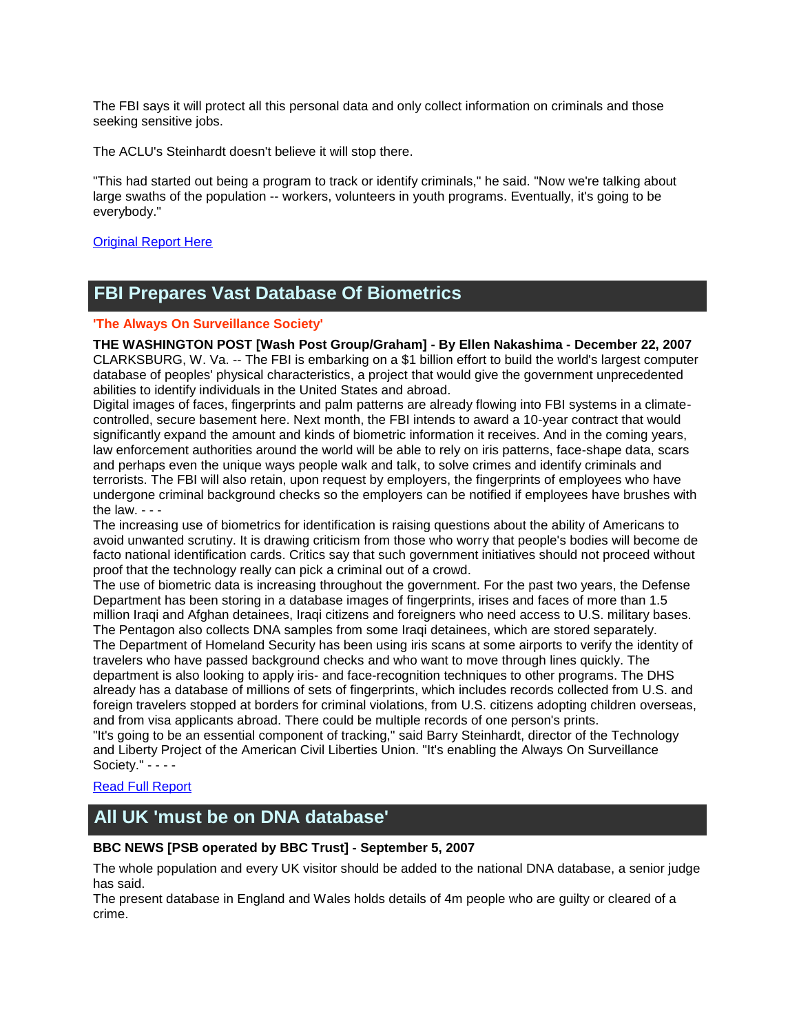The FBI says it will protect all this personal data and only collect information on criminals and those seeking sensitive jobs.

The ACLU's Steinhardt doesn't believe it will stop there.

"This had started out being a program to track or identify criminals," he said. "Now we're talking about large swaths of the population -- workers, volunteers in youth programs. Eventually, it's going to be everybody."

Original Report Here

## FBI Prepares Vast Database Of Biometrics

**'The Always On Surveillance Society'**

**THE WASHINGTON POST [Wash Post Group/Graham] - By Ellen Nakashima - December 22, 2007**
CLARKSBURG, W. Va. -- The FBI is embarking on a $1 billion effort to build the world's largest computer database of peoples' physical characteristics, a project that would give the government unprecedented abilities to identify individuals in the United States and abroad.
Digital images of faces, fingerprints and palm patterns are already flowing into FBI systems in a climate-controlled, secure basement here. Next month, the FBI intends to award a 10-year contract that would significantly expand the amount and kinds of biometric information it receives. And in the coming years, law enforcement authorities around the world will be able to rely on iris patterns, face-shape data, scars and perhaps even the unique ways people walk and talk, to solve crimes and identify criminals and terrorists. The FBI will also retain, upon request by employers, the fingerprints of employees who have undergone criminal background checks so the employers can be notified if employees have brushes with the law. - - -
The increasing use of biometrics for identification is raising questions about the ability of Americans to avoid unwanted scrutiny. It is drawing criticism from those who worry that people's bodies will become de facto national identification cards. Critics say that such government initiatives should not proceed without proof that the technology really can pick a criminal out of a crowd.
The use of biometric data is increasing throughout the government. For the past two years, the Defense Department has been storing in a database images of fingerprints, irises and faces of more than 1.5 million Iraqi and Afghan detainees, Iraqi citizens and foreigners who need access to U.S. military bases. The Pentagon also collects DNA samples from some Iraqi detainees, which are stored separately.
The Department of Homeland Security has been using iris scans at some airports to verify the identity of travelers who have passed background checks and who want to move through lines quickly. The department is also looking to apply iris- and face-recognition techniques to other programs. The DHS already has a database of millions of sets of fingerprints, which includes records collected from U.S. and foreign travelers stopped at borders for criminal violations, from U.S. citizens adopting children overseas, and from visa applicants abroad. There could be multiple records of one person's prints.
"It's going to be an essential component of tracking," said Barry Steinhardt, director of the Technology and Liberty Project of the American Civil Liberties Union. "It's enabling the Always On Surveillance Society." - - - -

Read Full Report

## All UK 'must be on DNA database'

**BBC NEWS [PSB operated by BBC Trust] - September 5, 2007**

The whole population and every UK visitor should be added to the national DNA database, a senior judge has said.
The present database in England and Wales holds details of 4m people who are guilty or cleared of a crime.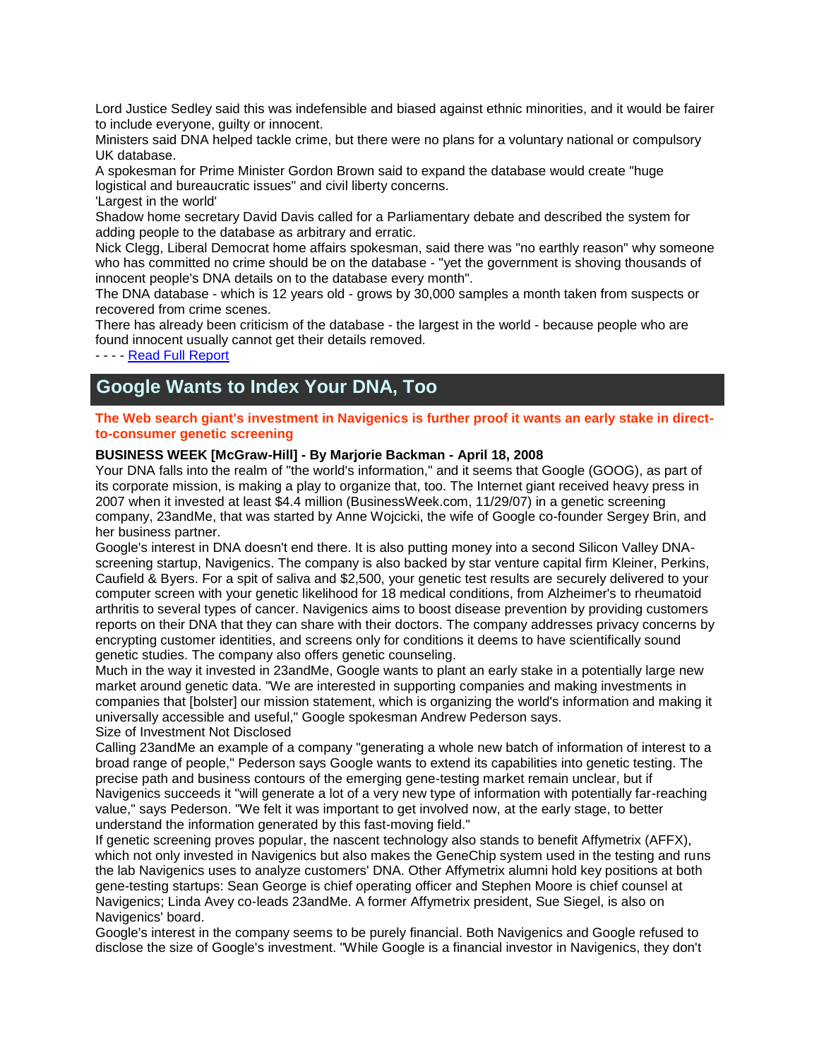Lord Justice Sedley said this was indefensible and biased against ethnic minorities, and it would be fairer to include everyone, guilty or innocent.

Ministers said DNA helped tackle crime, but there were no plans for a voluntary national or compulsory UK database.

A spokesman for Prime Minister Gordon Brown said to expand the database would create "huge logistical and bureaucratic issues" and civil liberty concerns.

'Largest in the world'

Shadow home secretary David Davis called for a Parliamentary debate and described the system for adding people to the database as arbitrary and erratic.

Nick Clegg, Liberal Democrat home affairs spokesman, said there was "no earthly reason" why someone who has committed no crime should be on the database - "yet the government is shoving thousands of innocent people's DNA details on to the database every month".

The DNA database - which is 12 years old - grows by 30,000 samples a month taken from suspects or recovered from crime scenes.

There has already been criticism of the database - the largest in the world - because people who are found innocent usually cannot get their details removed.

- - - - Read Full Report

## Google Wants to Index Your DNA, Too

**The Web search giant's investment in Navigenics is further proof it wants an early stake in direct-to-consumer genetic screening**

**BUSINESS WEEK [McGraw-Hill] - By Marjorie Backman - April 18, 2008**

Your DNA falls into the realm of "the world's information," and it seems that Google (GOOG), as part of its corporate mission, is making a play to organize that, too. The Internet giant received heavy press in 2007 when it invested at least $4.4 million (BusinessWeek.com, 11/29/07) in a genetic screening company, 23andMe, that was started by Anne Wojcicki, the wife of Google co-founder Sergey Brin, and her business partner.

Google's interest in DNA doesn't end there. It is also putting money into a second Silicon Valley DNA-screening startup, Navigenics. The company is also backed by star venture capital firm Kleiner, Perkins, Caufield & Byers. For a spit of saliva and $2,500, your genetic test results are securely delivered to your computer screen with your genetic likelihood for 18 medical conditions, from Alzheimer's to rheumatoid arthritis to several types of cancer. Navigenics aims to boost disease prevention by providing customers reports on their DNA that they can share with their doctors. The company addresses privacy concerns by encrypting customer identities, and screens only for conditions it deems to have scientifically sound genetic studies. The company also offers genetic counseling.

Much in the way it invested in 23andMe, Google wants to plant an early stake in a potentially large new market around genetic data. "We are interested in supporting companies and making investments in companies that [bolster] our mission statement, which is organizing the world's information and making it universally accessible and useful," Google spokesman Andrew Pederson says.

Size of Investment Not Disclosed

Calling 23andMe an example of a company "generating a whole new batch of information of interest to a broad range of people," Pederson says Google wants to extend its capabilities into genetic testing. The precise path and business contours of the emerging gene-testing market remain unclear, but if Navigenics succeeds it "will generate a lot of a very new type of information with potentially far-reaching value," says Pederson. "We felt it was important to get involved now, at the early stage, to better understand the information generated by this fast-moving field."

If genetic screening proves popular, the nascent technology also stands to benefit Affymetrix (AFFX), which not only invested in Navigenics but also makes the GeneChip system used in the testing and runs the lab Navigenics uses to analyze customers' DNA. Other Affymetrix alumni hold key positions at both gene-testing startups: Sean George is chief operating officer and Stephen Moore is chief counsel at Navigenics; Linda Avey co-leads 23andMe. A former Affymetrix president, Sue Siegel, is also on Navigenics' board.

Google's interest in the company seems to be purely financial. Both Navigenics and Google refused to disclose the size of Google's investment. "While Google is a financial investor in Navigenics, they don't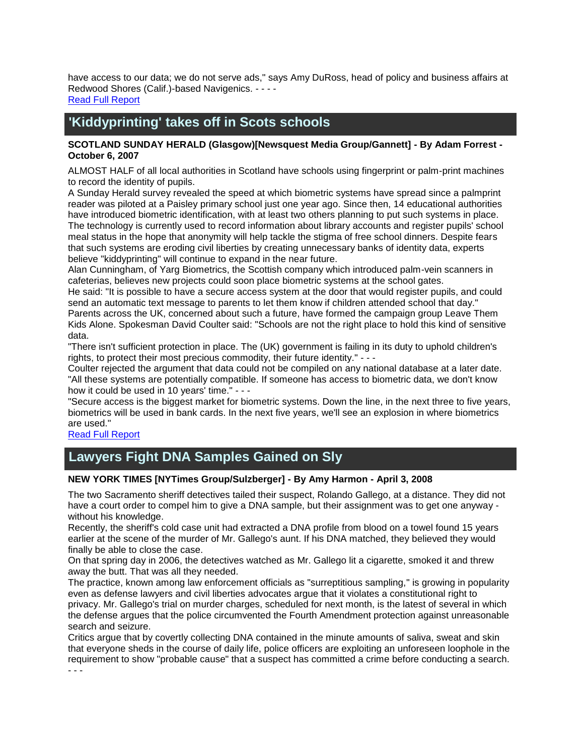have access to our data; we do not serve ads," says Amy DuRoss, head of policy and business affairs at Redwood Shores (Calif.)-based Navigenics. - - - -

Read Full Report

## 'Kiddyprinting' takes off in Scots schools

**SCOTLAND SUNDAY HERALD (Glasgow)[Newsquest Media Group/Gannett] - By Adam Forrest - October 6, 2007**

ALMOST HALF of all local authorities in Scotland have schools using fingerprint or palm-print machines to record the identity of pupils.

A Sunday Herald survey revealed the speed at which biometric systems have spread since a palmprint reader was piloted at a Paisley primary school just one year ago. Since then, 14 educational authorities have introduced biometric identification, with at least two others planning to put such systems in place.

The technology is currently used to record information about library accounts and register pupils' school meal status in the hope that anonymity will help tackle the stigma of free school dinners. Despite fears that such systems are eroding civil liberties by creating unnecessary banks of identity data, experts believe "kiddyprinting" will continue to expand in the near future.

Alan Cunningham, of Yarg Biometrics, the Scottish company which introduced palm-vein scanners in cafeterias, believes new projects could soon place biometric systems at the school gates.

He said: "It is possible to have a secure access system at the door that would register pupils, and could send an automatic text message to parents to let them know if children attended school that day."

Parents across the UK, concerned about such a future, have formed the campaign group Leave Them Kids Alone. Spokesman David Coulter said: "Schools are not the right place to hold this kind of sensitive data.

"There isn't sufficient protection in place. The (UK) government is failing in its duty to uphold children's rights, to protect their most precious commodity, their future identity." - - -

Coulter rejected the argument that data could not be compiled on any national database at a later date. "All these systems are potentially compatible. If someone has access to biometric data, we don't know how it could be used in 10 years' time." - - -

"Secure access is the biggest market for biometric systems. Down the line, in the next three to five years, biometrics will be used in bank cards. In the next five years, we'll see an explosion in where biometrics are used."

Read Full Report

## Lawyers Fight DNA Samples Gained on Sly

**NEW YORK TIMES [NYTimes Group/Sulzberger] - By Amy Harmon - April 3, 2008**

The two Sacramento sheriff detectives tailed their suspect, Rolando Gallego, at a distance. They did not have a court order to compel him to give a DNA sample, but their assignment was to get one anyway - without his knowledge.

Recently, the sheriff's cold case unit had extracted a DNA profile from blood on a towel found 15 years earlier at the scene of the murder of Mr. Gallego's aunt. If his DNA matched, they believed they would finally be able to close the case.

On that spring day in 2006, the detectives watched as Mr. Gallego lit a cigarette, smoked it and threw away the butt. That was all they needed.

The practice, known among law enforcement officials as "surreptitious sampling," is growing in popularity even as defense lawyers and civil liberties advocates argue that it violates a constitutional right to privacy. Mr. Gallego's trial on murder charges, scheduled for next month, is the latest of several in which the defense argues that the police circumvented the Fourth Amendment protection against unreasonable search and seizure.

Critics argue that by covertly collecting DNA contained in the minute amounts of saliva, sweat and skin that everyone sheds in the course of daily life, police officers are exploiting an unforeseen loophole in the requirement to show "probable cause" that a suspect has committed a crime before conducting a search. - - -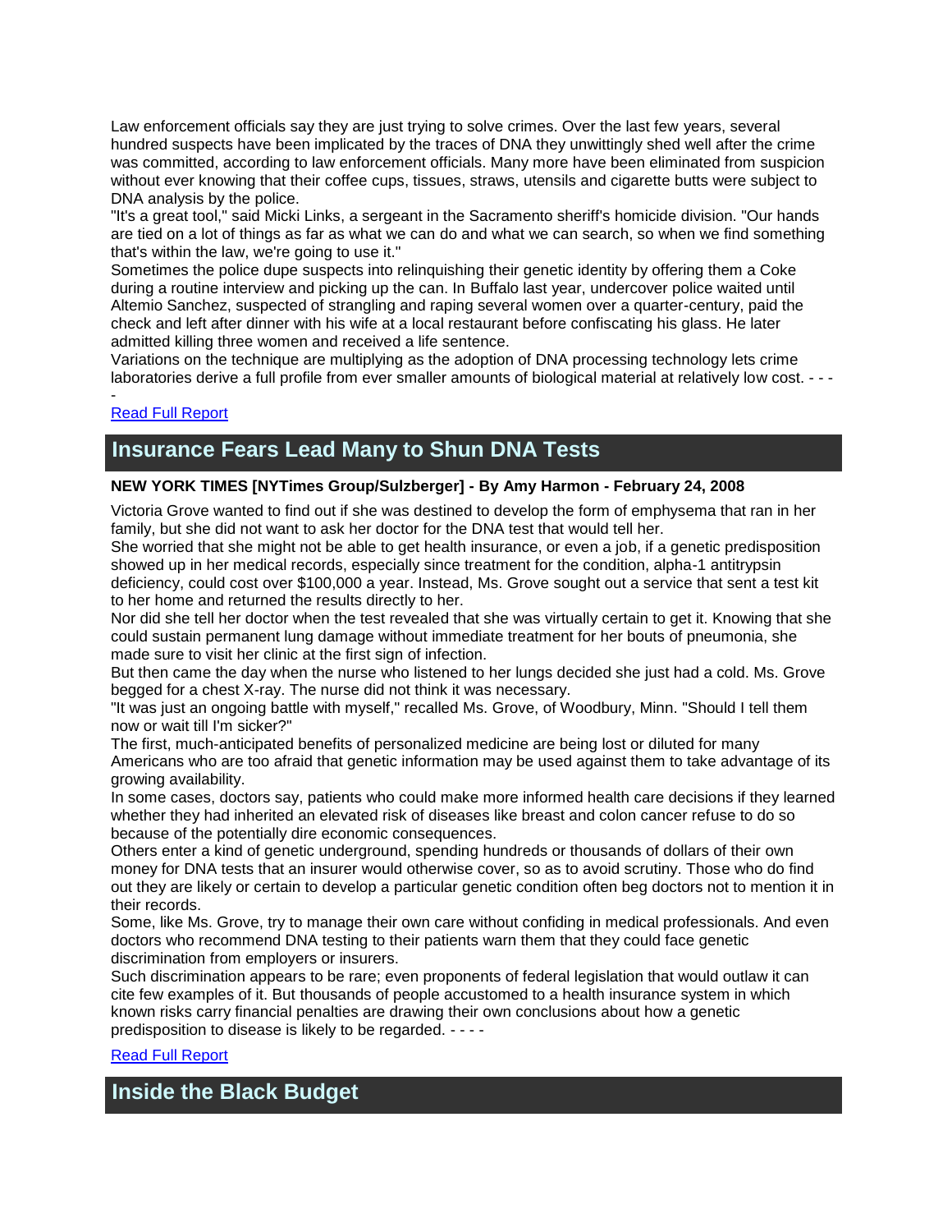Law enforcement officials say they are just trying to solve crimes. Over the last few years, several hundred suspects have been implicated by the traces of DNA they unwittingly shed well after the crime was committed, according to law enforcement officials. Many more have been eliminated from suspicion without ever knowing that their coffee cups, tissues, straws, utensils and cigarette butts were subject to DNA analysis by the police.

"It's a great tool," said Micki Links, a sergeant in the Sacramento sheriff's homicide division. "Our hands are tied on a lot of things as far as what we can do and what we can search, so when we find something that's within the law, we're going to use it."

Sometimes the police dupe suspects into relinquishing their genetic identity by offering them a Coke during a routine interview and picking up the can. In Buffalo last year, undercover police waited until Altemio Sanchez, suspected of strangling and raping several women over a quarter-century, paid the check and left after dinner with his wife at a local restaurant before confiscating his glass. He later admitted killing three women and received a life sentence.

Variations on the technique are multiplying as the adoption of DNA processing technology lets crime laboratories derive a full profile from ever smaller amounts of biological material at relatively low cost. - - - -

[Read Full Report]

## Insurance Fears Lead Many to Shun DNA Tests

**NEW YORK TIMES [NYTimes Group/Sulzberger] - By Amy Harmon - February 24, 2008**

Victoria Grove wanted to find out if she was destined to develop the form of emphysema that ran in her family, but she did not want to ask her doctor for the DNA test that would tell her.

She worried that she might not be able to get health insurance, or even a job, if a genetic predisposition showed up in her medical records, especially since treatment for the condition, alpha-1 antitrypsin deficiency, could cost over $100,000 a year. Instead, Ms. Grove sought out a service that sent a test kit to her home and returned the results directly to her.

Nor did she tell her doctor when the test revealed that she was virtually certain to get it. Knowing that she could sustain permanent lung damage without immediate treatment for her bouts of pneumonia, she made sure to visit her clinic at the first sign of infection.

But then came the day when the nurse who listened to her lungs decided she just had a cold. Ms. Grove begged for a chest X-ray. The nurse did not think it was necessary.

"It was just an ongoing battle with myself," recalled Ms. Grove, of Woodbury, Minn. "Should I tell them now or wait till I'm sicker?"

The first, much-anticipated benefits of personalized medicine are being lost or diluted for many Americans who are too afraid that genetic information may be used against them to take advantage of its growing availability.

In some cases, doctors say, patients who could make more informed health care decisions if they learned whether they had inherited an elevated risk of diseases like breast and colon cancer refuse to do so because of the potentially dire economic consequences.

Others enter a kind of genetic underground, spending hundreds or thousands of dollars of their own money for DNA tests that an insurer would otherwise cover, so as to avoid scrutiny. Those who do find out they are likely or certain to develop a particular genetic condition often beg doctors not to mention it in their records.

Some, like Ms. Grove, try to manage their own care without confiding in medical professionals. And even doctors who recommend DNA testing to their patients warn them that they could face genetic discrimination from employers or insurers.

Such discrimination appears to be rare; even proponents of federal legislation that would outlaw it can cite few examples of it. But thousands of people accustomed to a health insurance system in which known risks carry financial penalties are drawing their own conclusions about how a genetic predisposition to disease is likely to be regarded. - - - -

[Read Full Report]

## Inside the Black Budget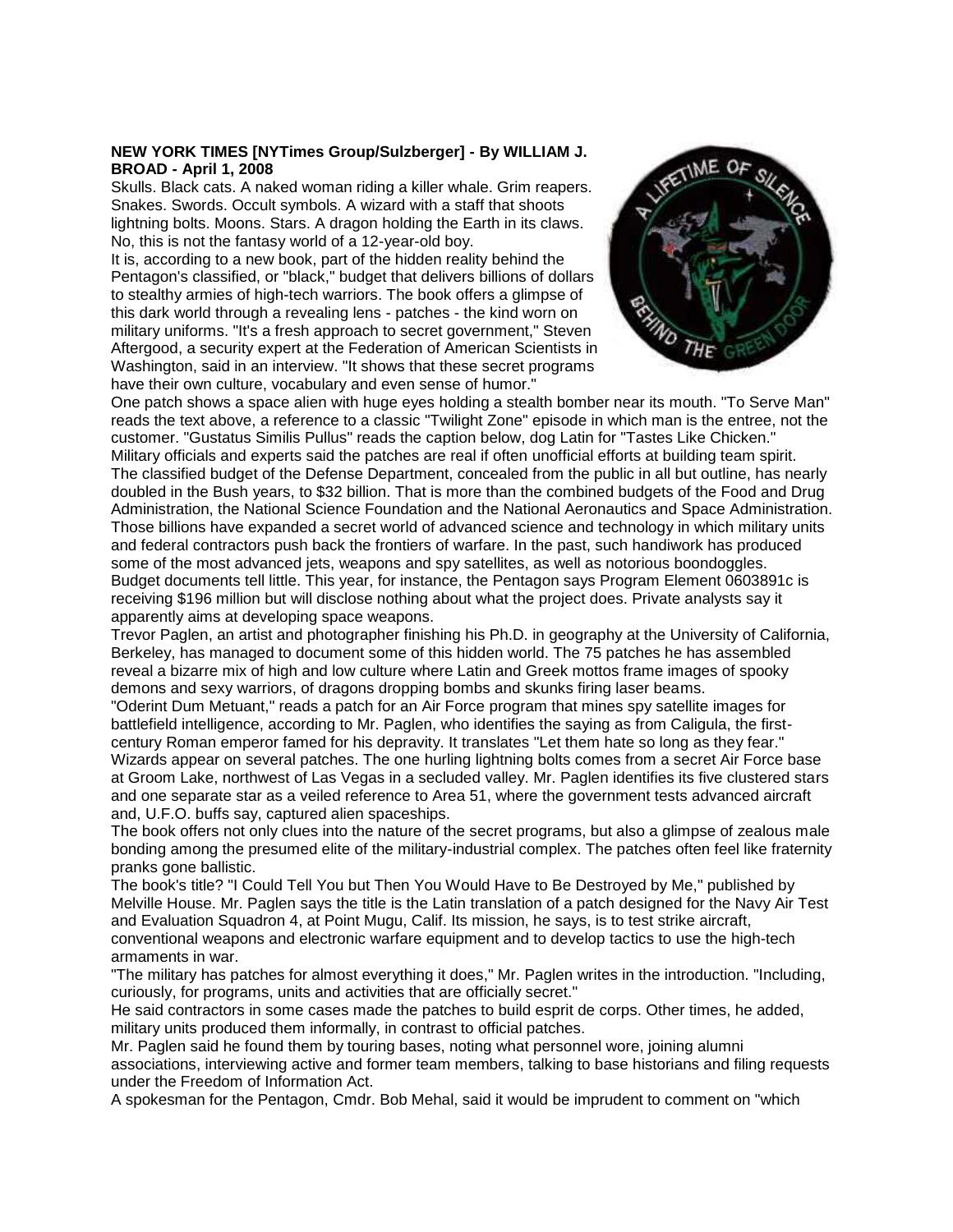**NEW YORK TIMES [NYTimes Group/Sulzberger] - By WILLIAM J. BROAD - April 1, 2008**

Skulls. Black cats. A naked woman riding a killer whale. Grim reapers. Snakes. Swords. Occult symbols. A wizard with a staff that shoots lightning bolts. Moons. Stars. A dragon holding the Earth in its claws.

No, this is not the fantasy world of a 12-year-old boy.

It is, according to a new book, part of the hidden reality behind the Pentagon's classified, or "black," budget that delivers billions of dollars to stealthy armies of high-tech warriors. The book offers a glimpse of this dark world through a revealing lens - patches - the kind worn on military uniforms. "It's a fresh approach to secret government," Steven Aftergood, a security expert at the Federation of American Scientists in Washington, said in an interview. "It shows that these secret programs have their own culture, vocabulary and even sense of humor."

One patch shows a space alien with huge eyes holding a stealth bomber near its mouth. "To Serve Man" reads the text above, a reference to a classic "Twilight Zone" episode in which man is the entree, not the customer. "Gustatus Similis Pullus" reads the caption below, dog Latin for "Tastes Like Chicken."

Military officials and experts said the patches are real if often unofficial efforts at building team spirit.

The classified budget of the Defense Department, concealed from the public in all but outline, has nearly doubled in the Bush years, to $32 billion. That is more than the combined budgets of the Food and Drug Administration, the National Science Foundation and the National Aeronautics and Space Administration.

Those billions have expanded a secret world of advanced science and technology in which military units and federal contractors push back the frontiers of warfare. In the past, such handiwork has produced some of the most advanced jets, weapons and spy satellites, as well as notorious boondoggles.

Budget documents tell little. This year, for instance, the Pentagon says Program Element 0603891c is receiving $196 million but will disclose nothing about what the project does. Private analysts say it apparently aims at developing space weapons.

Trevor Paglen, an artist and photographer finishing his Ph.D. in geography at the University of California, Berkeley, has managed to document some of this hidden world. The 75 patches he has assembled reveal a bizarre mix of high and low culture where Latin and Greek mottos frame images of spooky demons and sexy warriors, of dragons dropping bombs and skunks firing laser beams.

"Oderint Dum Metuant," reads a patch for an Air Force program that mines spy satellite images for battlefield intelligence, according to Mr. Paglen, who identifies the saying as from Caligula, the first-century Roman emperor famed for his depravity. It translates "Let them hate so long as they fear."

Wizards appear on several patches. The one hurling lightning bolts comes from a secret Air Force base at Groom Lake, northwest of Las Vegas in a secluded valley. Mr. Paglen identifies its five clustered stars and one separate star as a veiled reference to Area 51, where the government tests advanced aircraft and, U.F.O. buffs say, captured alien spaceships.

The book offers not only clues into the nature of the secret programs, but also a glimpse of zealous male bonding among the presumed elite of the military-industrial complex. The patches often feel like fraternity pranks gone ballistic.

The book's title? "I Could Tell You but Then You Would Have to Be Destroyed by Me," published by Melville House. Mr. Paglen says the title is the Latin translation of a patch designed for the Navy Air Test and Evaluation Squadron 4, at Point Mugu, Calif. Its mission, he says, is to test strike aircraft, conventional weapons and electronic warfare equipment and to develop tactics to use the high-tech armaments in war.

"The military has patches for almost everything it does," Mr. Paglen writes in the introduction. "Including, curiously, for programs, units and activities that are officially secret."

He said contractors in some cases made the patches to build esprit de corps. Other times, he added, military units produced them informally, in contrast to official patches.

Mr. Paglen said he found them by touring bases, noting what personnel wore, joining alumni associations, interviewing active and former team members, talking to base historians and filing requests under the Freedom of Information Act.

A spokesman for the Pentagon, Cmdr. Bob Mehal, said it would be imprudent to comment on "which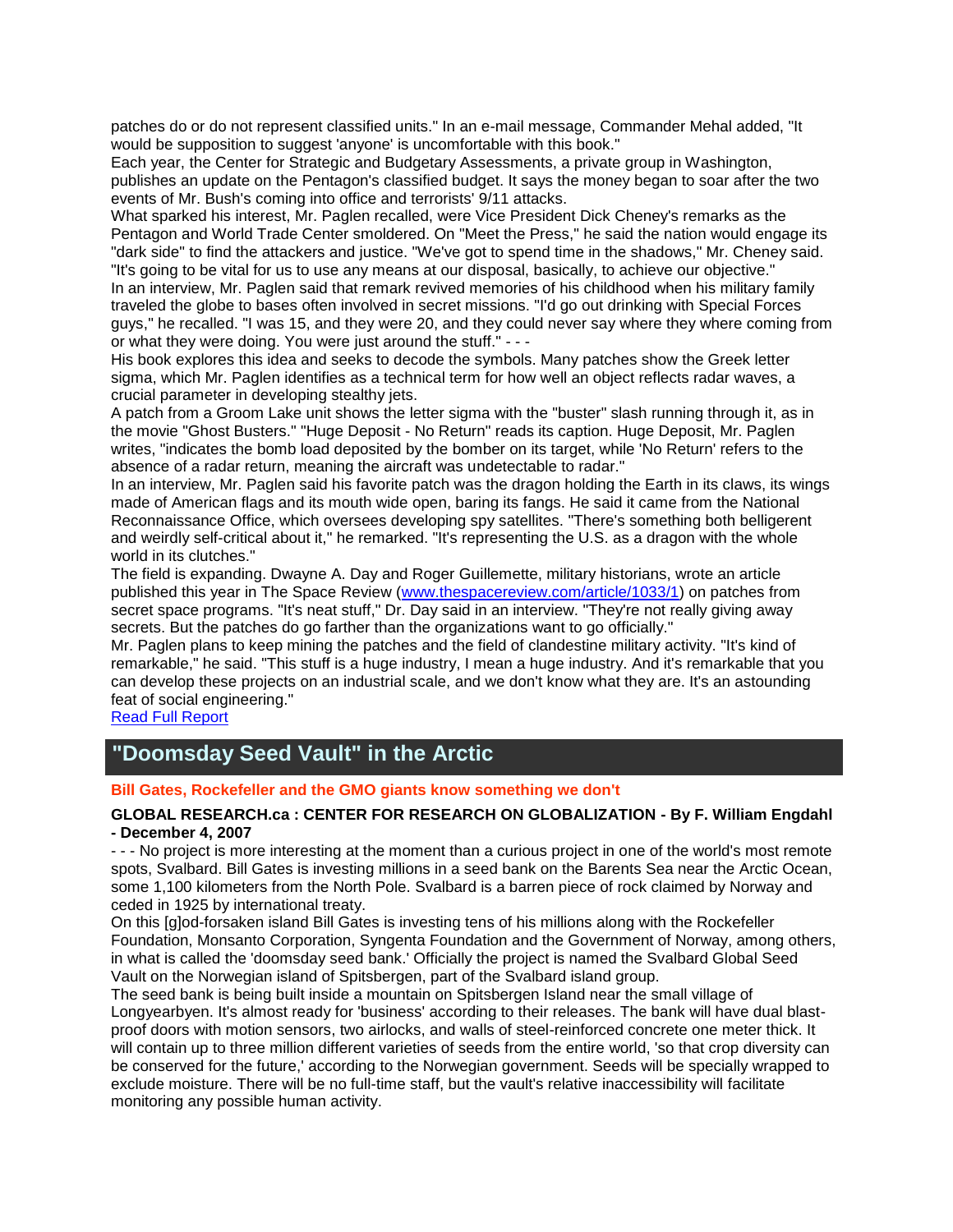patches do or do not represent classified units." In an e-mail message, Commander Mehal added, "It would be supposition to suggest 'anyone' is uncomfortable with this book."

Each year, the Center for Strategic and Budgetary Assessments, a private group in Washington, publishes an update on the Pentagon's classified budget. It says the money began to soar after the two events of Mr. Bush's coming into office and terrorists' 9/11 attacks.

What sparked his interest, Mr. Paglen recalled, were Vice President Dick Cheney's remarks as the Pentagon and World Trade Center smoldered. On "Meet the Press," he said the nation would engage its "dark side" to find the attackers and justice. "We've got to spend time in the shadows," Mr. Cheney said. "It's going to be vital for us to use any means at our disposal, basically, to achieve our objective."

In an interview, Mr. Paglen said that remark revived memories of his childhood when his military family traveled the globe to bases often involved in secret missions. "I'd go out drinking with Special Forces guys," he recalled. "I was 15, and they were 20, and they could never say where they where coming from or what they were doing. You were just around the stuff." - - -

His book explores this idea and seeks to decode the symbols. Many patches show the Greek letter sigma, which Mr. Paglen identifies as a technical term for how well an object reflects radar waves, a crucial parameter in developing stealthy jets.

A patch from a Groom Lake unit shows the letter sigma with the "buster" slash running through it, as in the movie "Ghost Busters." "Huge Deposit - No Return" reads its caption. Huge Deposit, Mr. Paglen writes, "indicates the bomb load deposited by the bomber on its target, while 'No Return' refers to the absence of a radar return, meaning the aircraft was undetectable to radar."

In an interview, Mr. Paglen said his favorite patch was the dragon holding the Earth in its claws, its wings made of American flags and its mouth wide open, baring its fangs. He said it came from the National Reconnaissance Office, which oversees developing spy satellites. "There's something both belligerent and weirdly self-critical about it," he remarked. "It's representing the U.S. as a dragon with the whole world in its clutches."

The field is expanding. Dwayne A. Day and Roger Guillemette, military historians, wrote an article published this year in The Space Review (www.thespacereview.com/article/1033/1) on patches from secret space programs. "It's neat stuff," Dr. Day said in an interview. "They're not really giving away secrets. But the patches do go farther than the organizations want to go officially."

Mr. Paglen plans to keep mining the patches and the field of clandestine military activity. "It's kind of remarkable," he said. "This stuff is a huge industry, I mean a huge industry. And it's remarkable that you can develop these projects on an industrial scale, and we don't know what they are. It's an astounding feat of social engineering."

Read Full Report

## "Doomsday Seed Vault" in the Arctic

**Bill Gates, Rockefeller and the GMO giants know something we don't**

**GLOBAL RESEARCH.ca : CENTER FOR RESEARCH ON GLOBALIZATION - By F. William Engdahl - December 4, 2007**

- - - No project is more interesting at the moment than a curious project in one of the world's most remote spots, Svalbard. Bill Gates is investing millions in a seed bank on the Barents Sea near the Arctic Ocean, some 1,100 kilometers from the North Pole. Svalbard is a barren piece of rock claimed by Norway and ceded in 1925 by international treaty.

On this [g]od-forsaken island Bill Gates is investing tens of his millions along with the Rockefeller Foundation, Monsanto Corporation, Syngenta Foundation and the Government of Norway, among others, in what is called the 'doomsday seed bank.' Officially the project is named the Svalbard Global Seed Vault on the Norwegian island of Spitsbergen, part of the Svalbard island group.

The seed bank is being built inside a mountain on Spitsbergen Island near the small village of Longyearbyen. It's almost ready for 'business' according to their releases. The bank will have dual blast-proof doors with motion sensors, two airlocks, and walls of steel-reinforced concrete one meter thick. It will contain up to three million different varieties of seeds from the entire world, 'so that crop diversity can be conserved for the future,' according to the Norwegian government. Seeds will be specially wrapped to exclude moisture. There will be no full-time staff, but the vault's relative inaccessibility will facilitate monitoring any possible human activity.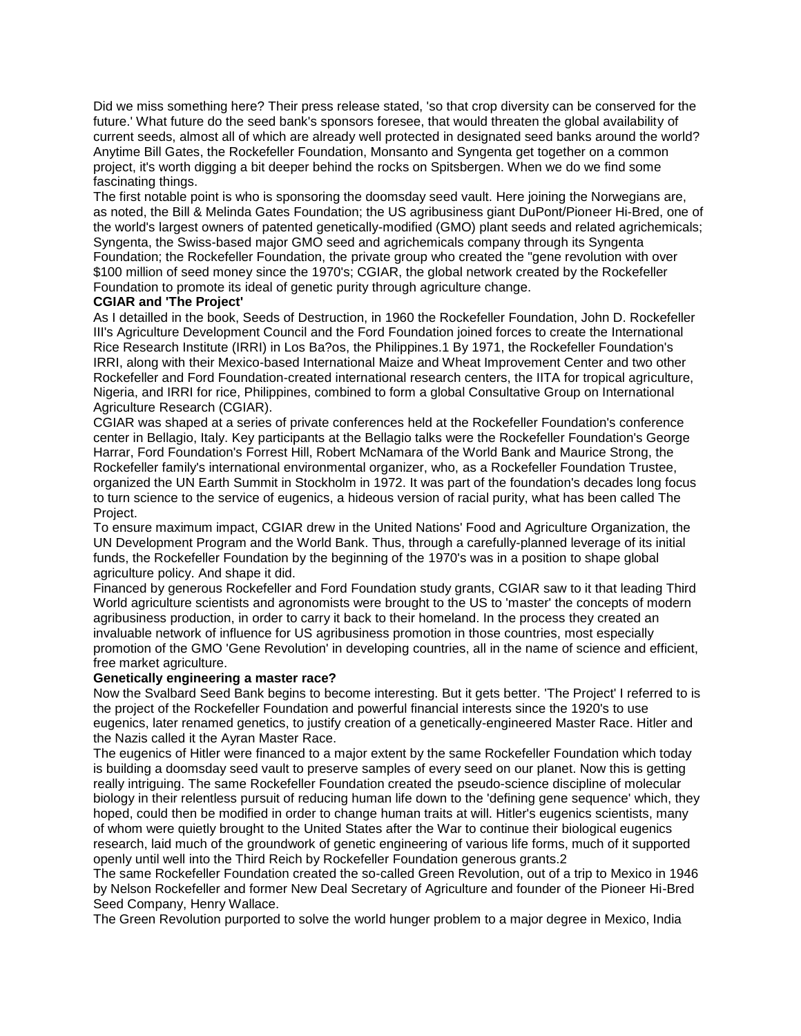Did we miss something here? Their press release stated, 'so that crop diversity can be conserved for the future.' What future do the seed bank's sponsors foresee, that would threaten the global availability of current seeds, almost all of which are already well protected in designated seed banks around the world? Anytime Bill Gates, the Rockefeller Foundation, Monsanto and Syngenta get together on a common project, it's worth digging a bit deeper behind the rocks on Spitsbergen. When we do we find some fascinating things.

The first notable point is who is sponsoring the doomsday seed vault. Here joining the Norwegians are, as noted, the Bill & Melinda Gates Foundation; the US agribusiness giant DuPont/Pioneer Hi-Bred, one of the world's largest owners of patented genetically-modified (GMO) plant seeds and related agrichemicals; Syngenta, the Swiss-based major GMO seed and agrichemicals company through its Syngenta Foundation; the Rockefeller Foundation, the private group who created the "gene revolution with over $100 million of seed money since the 1970's; CGIAR, the global network created by the Rockefeller Foundation to promote its ideal of genetic purity through agriculture change.

**CGIAR and 'The Project'**

As I detailled in the book, Seeds of Destruction, in 1960 the Rockefeller Foundation, John D. Rockefeller III's Agriculture Development Council and the Ford Foundation joined forces to create the International Rice Research Institute (IRRI) in Los Ba?os, the Philippines.1 By 1971, the Rockefeller Foundation's IRRI, along with their Mexico-based International Maize and Wheat Improvement Center and two other Rockefeller and Ford Foundation-created international research centers, the IITA for tropical agriculture, Nigeria, and IRRI for rice, Philippines, combined to form a global Consultative Group on International Agriculture Research (CGIAR).

CGIAR was shaped at a series of private conferences held at the Rockefeller Foundation's conference center in Bellagio, Italy. Key participants at the Bellagio talks were the Rockefeller Foundation's George Harrar, Ford Foundation's Forrest Hill, Robert McNamara of the World Bank and Maurice Strong, the Rockefeller family's international environmental organizer, who, as a Rockefeller Foundation Trustee, organized the UN Earth Summit in Stockholm in 1972. It was part of the foundation's decades long focus to turn science to the service of eugenics, a hideous version of racial purity, what has been called The Project.

To ensure maximum impact, CGIAR drew in the United Nations' Food and Agriculture Organization, the UN Development Program and the World Bank. Thus, through a carefully-planned leverage of its initial funds, the Rockefeller Foundation by the beginning of the 1970's was in a position to shape global agriculture policy. And shape it did.

Financed by generous Rockefeller and Ford Foundation study grants, CGIAR saw to it that leading Third World agriculture scientists and agronomists were brought to the US to 'master' the concepts of modern agribusiness production, in order to carry it back to their homeland. In the process they created an invaluable network of influence for US agribusiness promotion in those countries, most especially promotion of the GMO 'Gene Revolution' in developing countries, all in the name of science and efficient, free market agriculture.

**Genetically engineering a master race?**

Now the Svalbard Seed Bank begins to become interesting. But it gets better. 'The Project' I referred to is the project of the Rockefeller Foundation and powerful financial interests since the 1920's to use eugenics, later renamed genetics, to justify creation of a genetically-engineered Master Race. Hitler and the Nazis called it the Ayran Master Race.

The eugenics of Hitler were financed to a major extent by the same Rockefeller Foundation which today is building a doomsday seed vault to preserve samples of every seed on our planet. Now this is getting really intriguing. The same Rockefeller Foundation created the pseudo-science discipline of molecular biology in their relentless pursuit of reducing human life down to the 'defining gene sequence' which, they hoped, could then be modified in order to change human traits at will. Hitler's eugenics scientists, many of whom were quietly brought to the United States after the War to continue their biological eugenics research, laid much of the groundwork of genetic engineering of various life forms, much of it supported openly until well into the Third Reich by Rockefeller Foundation generous grants.2

The same Rockefeller Foundation created the so-called Green Revolution, out of a trip to Mexico in 1946 by Nelson Rockefeller and former New Deal Secretary of Agriculture and founder of the Pioneer Hi-Bred Seed Company, Henry Wallace.

The Green Revolution purported to solve the world hunger problem to a major degree in Mexico, India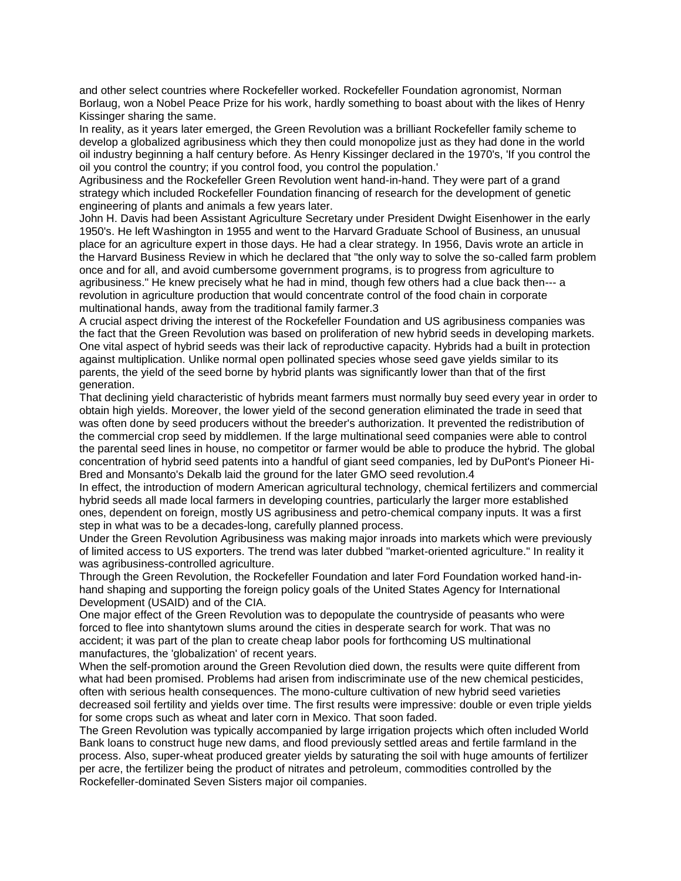and other select countries where Rockefeller worked. Rockefeller Foundation agronomist, Norman Borlaug, won a Nobel Peace Prize for his work, hardly something to boast about with the likes of Henry Kissinger sharing the same.

In reality, as it years later emerged, the Green Revolution was a brilliant Rockefeller family scheme to develop a globalized agribusiness which they then could monopolize just as they had done in the world oil industry beginning a half century before. As Henry Kissinger declared in the 1970's, 'If you control the oil you control the country; if you control food, you control the population.'

Agribusiness and the Rockefeller Green Revolution went hand-in-hand. They were part of a grand strategy which included Rockefeller Foundation financing of research for the development of genetic engineering of plants and animals a few years later.

John H. Davis had been Assistant Agriculture Secretary under President Dwight Eisenhower in the early 1950's. He left Washington in 1955 and went to the Harvard Graduate School of Business, an unusual place for an agriculture expert in those days. He had a clear strategy. In 1956, Davis wrote an article in the Harvard Business Review in which he declared that "the only way to solve the so-called farm problem once and for all, and avoid cumbersome government programs, is to progress from agriculture to agribusiness." He knew precisely what he had in mind, though few others had a clue back then--- a revolution in agriculture production that would concentrate control of the food chain in corporate multinational hands, away from the traditional family farmer.3

A crucial aspect driving the interest of the Rockefeller Foundation and US agribusiness companies was the fact that the Green Revolution was based on proliferation of new hybrid seeds in developing markets. One vital aspect of hybrid seeds was their lack of reproductive capacity. Hybrids had a built in protection against multiplication. Unlike normal open pollinated species whose seed gave yields similar to its parents, the yield of the seed borne by hybrid plants was significantly lower than that of the first generation.

That declining yield characteristic of hybrids meant farmers must normally buy seed every year in order to obtain high yields. Moreover, the lower yield of the second generation eliminated the trade in seed that was often done by seed producers without the breeder's authorization. It prevented the redistribution of the commercial crop seed by middlemen. If the large multinational seed companies were able to control the parental seed lines in house, no competitor or farmer would be able to produce the hybrid. The global concentration of hybrid seed patents into a handful of giant seed companies, led by DuPont's Pioneer Hi-Bred and Monsanto's Dekalb laid the ground for the later GMO seed revolution.4

In effect, the introduction of modern American agricultural technology, chemical fertilizers and commercial hybrid seeds all made local farmers in developing countries, particularly the larger more established ones, dependent on foreign, mostly US agribusiness and petro-chemical company inputs. It was a first step in what was to be a decades-long, carefully planned process.

Under the Green Revolution Agribusiness was making major inroads into markets which were previously of limited access to US exporters. The trend was later dubbed "market-oriented agriculture." In reality it was agribusiness-controlled agriculture.

Through the Green Revolution, the Rockefeller Foundation and later Ford Foundation worked hand-in-hand shaping and supporting the foreign policy goals of the United States Agency for International Development (USAID) and of the CIA.

One major effect of the Green Revolution was to depopulate the countryside of peasants who were forced to flee into shantytown slums around the cities in desperate search for work. That was no accident; it was part of the plan to create cheap labor pools for forthcoming US multinational manufactures, the 'globalization' of recent years.

When the self-promotion around the Green Revolution died down, the results were quite different from what had been promised. Problems had arisen from indiscriminate use of the new chemical pesticides, often with serious health consequences. The mono-culture cultivation of new hybrid seed varieties decreased soil fertility and yields over time. The first results were impressive: double or even triple yields for some crops such as wheat and later corn in Mexico. That soon faded.

The Green Revolution was typically accompanied by large irrigation projects which often included World Bank loans to construct huge new dams, and flood previously settled areas and fertile farmland in the process. Also, super-wheat produced greater yields by saturating the soil with huge amounts of fertilizer per acre, the fertilizer being the product of nitrates and petroleum, commodities controlled by the Rockefeller-dominated Seven Sisters major oil companies.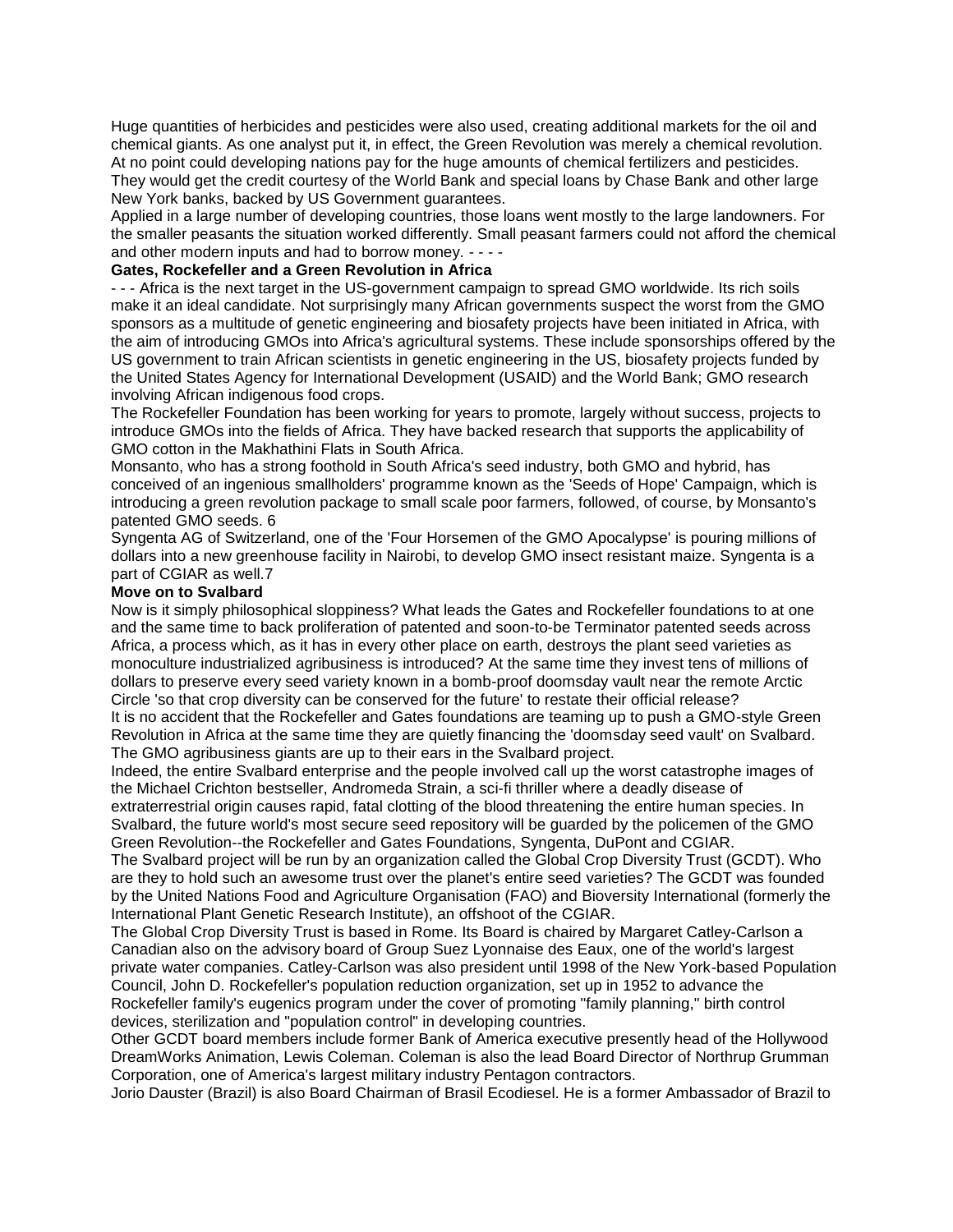Huge quantities of herbicides and pesticides were also used, creating additional markets for the oil and chemical giants. As one analyst put it, in effect, the Green Revolution was merely a chemical revolution. At no point could developing nations pay for the huge amounts of chemical fertilizers and pesticides. They would get the credit courtesy of the World Bank and special loans by Chase Bank and other large New York banks, backed by US Government guarantees.

Applied in a large number of developing countries, those loans went mostly to the large landowners. For the smaller peasants the situation worked differently. Small peasant farmers could not afford the chemical and other modern inputs and had to borrow money. - - - -

**Gates, Rockefeller and a Green Revolution in Africa**

- - - Africa is the next target in the US-government campaign to spread GMO worldwide. Its rich soils make it an ideal candidate. Not surprisingly many African governments suspect the worst from the GMO sponsors as a multitude of genetic engineering and biosafety projects have been initiated in Africa, with the aim of introducing GMOs into Africa's agricultural systems. These include sponsorships offered by the US government to train African scientists in genetic engineering in the US, biosafety projects funded by the United States Agency for International Development (USAID) and the World Bank; GMO research involving African indigenous food crops.

The Rockefeller Foundation has been working for years to promote, largely without success, projects to introduce GMOs into the fields of Africa. They have backed research that supports the applicability of GMO cotton in the Makhathini Flats in South Africa.

Monsanto, who has a strong foothold in South Africa's seed industry, both GMO and hybrid, has conceived of an ingenious smallholders' programme known as the 'Seeds of Hope' Campaign, which is introducing a green revolution package to small scale poor farmers, followed, of course, by Monsanto's patented GMO seeds. 6

Syngenta AG of Switzerland, one of the 'Four Horsemen of the GMO Apocalypse' is pouring millions of dollars into a new greenhouse facility in Nairobi, to develop GMO insect resistant maize. Syngenta is a part of CGIAR as well.7

**Move on to Svalbard**

Now is it simply philosophical sloppiness? What leads the Gates and Rockefeller foundations to at one and the same time to back proliferation of patented and soon-to-be Terminator patented seeds across Africa, a process which, as it has in every other place on earth, destroys the plant seed varieties as monoculture industrialized agribusiness is introduced? At the same time they invest tens of millions of dollars to preserve every seed variety known in a bomb-proof doomsday vault near the remote Arctic Circle 'so that crop diversity can be conserved for the future' to restate their official release?

It is no accident that the Rockefeller and Gates foundations are teaming up to push a GMO-style Green Revolution in Africa at the same time they are quietly financing the 'doomsday seed vault' on Svalbard. The GMO agribusiness giants are up to their ears in the Svalbard project.

Indeed, the entire Svalbard enterprise and the people involved call up the worst catastrophe images of the Michael Crichton bestseller, Andromeda Strain, a sci-fi thriller where a deadly disease of extraterrestrial origin causes rapid, fatal clotting of the blood threatening the entire human species. In Svalbard, the future world's most secure seed repository will be guarded by the policemen of the GMO Green Revolution--the Rockefeller and Gates Foundations, Syngenta, DuPont and CGIAR.

The Svalbard project will be run by an organization called the Global Crop Diversity Trust (GCDT). Who are they to hold such an awesome trust over the planet's entire seed varieties? The GCDT was founded by the United Nations Food and Agriculture Organisation (FAO) and Bioversity International (formerly the International Plant Genetic Research Institute), an offshoot of the CGIAR.

The Global Crop Diversity Trust is based in Rome. Its Board is chaired by Margaret Catley-Carlson a Canadian also on the advisory board of Group Suez Lyonnaise des Eaux, one of the world's largest private water companies. Catley-Carlson was also president until 1998 of the New York-based Population Council, John D. Rockefeller's population reduction organization, set up in 1952 to advance the Rockefeller family's eugenics program under the cover of promoting "family planning," birth control devices, sterilization and "population control" in developing countries.

Other GCDT board members include former Bank of America executive presently head of the Hollywood DreamWorks Animation, Lewis Coleman. Coleman is also the lead Board Director of Northrup Grumman Corporation, one of America's largest military industry Pentagon contractors.

Jorio Dauster (Brazil) is also Board Chairman of Brasil Ecodiesel. He is a former Ambassador of Brazil to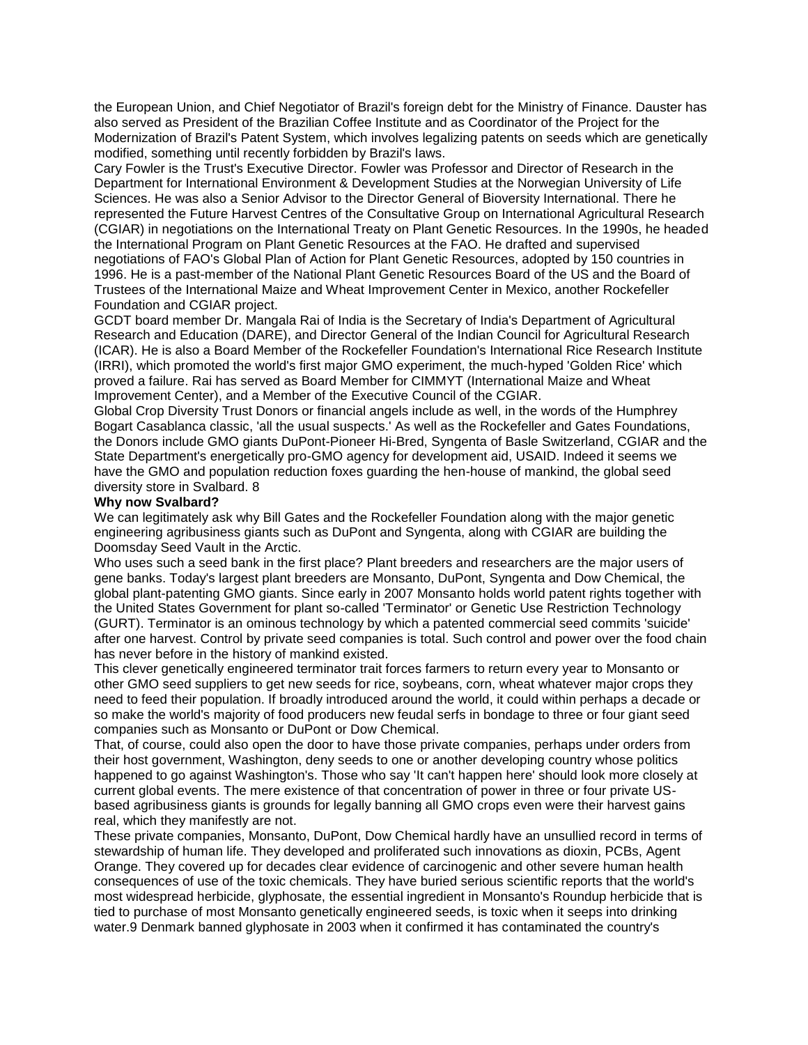the European Union, and Chief Negotiator of Brazil's foreign debt for the Ministry of Finance. Dauster has also served as President of the Brazilian Coffee Institute and as Coordinator of the Project for the Modernization of Brazil's Patent System, which involves legalizing patents on seeds which are genetically modified, something until recently forbidden by Brazil's laws.

Cary Fowler is the Trust's Executive Director. Fowler was Professor and Director of Research in the Department for International Environment & Development Studies at the Norwegian University of Life Sciences. He was also a Senior Advisor to the Director General of Bioversity International. There he represented the Future Harvest Centres of the Consultative Group on International Agricultural Research (CGIAR) in negotiations on the International Treaty on Plant Genetic Resources. In the 1990s, he headed the International Program on Plant Genetic Resources at the FAO. He drafted and supervised negotiations of FAO's Global Plan of Action for Plant Genetic Resources, adopted by 150 countries in 1996. He is a past-member of the National Plant Genetic Resources Board of the US and the Board of Trustees of the International Maize and Wheat Improvement Center in Mexico, another Rockefeller Foundation and CGIAR project.

GCDT board member Dr. Mangala Rai of India is the Secretary of India's Department of Agricultural Research and Education (DARE), and Director General of the Indian Council for Agricultural Research (ICAR). He is also a Board Member of the Rockefeller Foundation's International Rice Research Institute (IRRI), which promoted the world's first major GMO experiment, the much-hyped 'Golden Rice' which proved a failure. Rai has served as Board Member for CIMMYT (International Maize and Wheat Improvement Center), and a Member of the Executive Council of the CGIAR.

Global Crop Diversity Trust Donors or financial angels include as well, in the words of the Humphrey Bogart Casablanca classic, 'all the usual suspects.' As well as the Rockefeller and Gates Foundations, the Donors include GMO giants DuPont-Pioneer Hi-Bred, Syngenta of Basle Switzerland, CGIAR and the State Department's energetically pro-GMO agency for development aid, USAID. Indeed it seems we have the GMO and population reduction foxes guarding the hen-house of mankind, the global seed diversity store in Svalbard. 8

**Why now Svalbard?**

We can legitimately ask why Bill Gates and the Rockefeller Foundation along with the major genetic engineering agribusiness giants such as DuPont and Syngenta, along with CGIAR are building the Doomsday Seed Vault in the Arctic.

Who uses such a seed bank in the first place? Plant breeders and researchers are the major users of gene banks. Today's largest plant breeders are Monsanto, DuPont, Syngenta and Dow Chemical, the global plant-patenting GMO giants. Since early in 2007 Monsanto holds world patent rights together with the United States Government for plant so-called 'Terminator' or Genetic Use Restriction Technology (GURT). Terminator is an ominous technology by which a patented commercial seed commits 'suicide' after one harvest. Control by private seed companies is total. Such control and power over the food chain has never before in the history of mankind existed.

This clever genetically engineered terminator trait forces farmers to return every year to Monsanto or other GMO seed suppliers to get new seeds for rice, soybeans, corn, wheat whatever major crops they need to feed their population. If broadly introduced around the world, it could within perhaps a decade or so make the world's majority of food producers new feudal serfs in bondage to three or four giant seed companies such as Monsanto or DuPont or Dow Chemical.

That, of course, could also open the door to have those private companies, perhaps under orders from their host government, Washington, deny seeds to one or another developing country whose politics happened to go against Washington's. Those who say 'It can't happen here' should look more closely at current global events. The mere existence of that concentration of power in three or four private US-based agribusiness giants is grounds for legally banning all GMO crops even were their harvest gains real, which they manifestly are not.

These private companies, Monsanto, DuPont, Dow Chemical hardly have an unsullied record in terms of stewardship of human life. They developed and proliferated such innovations as dioxin, PCBs, Agent Orange. They covered up for decades clear evidence of carcinogenic and other severe human health consequences of use of the toxic chemicals. They have buried serious scientific reports that the world's most widespread herbicide, glyphosate, the essential ingredient in Monsanto's Roundup herbicide that is tied to purchase of most Monsanto genetically engineered seeds, is toxic when it seeps into drinking water.9 Denmark banned glyphosate in 2003 when it confirmed it has contaminated the country's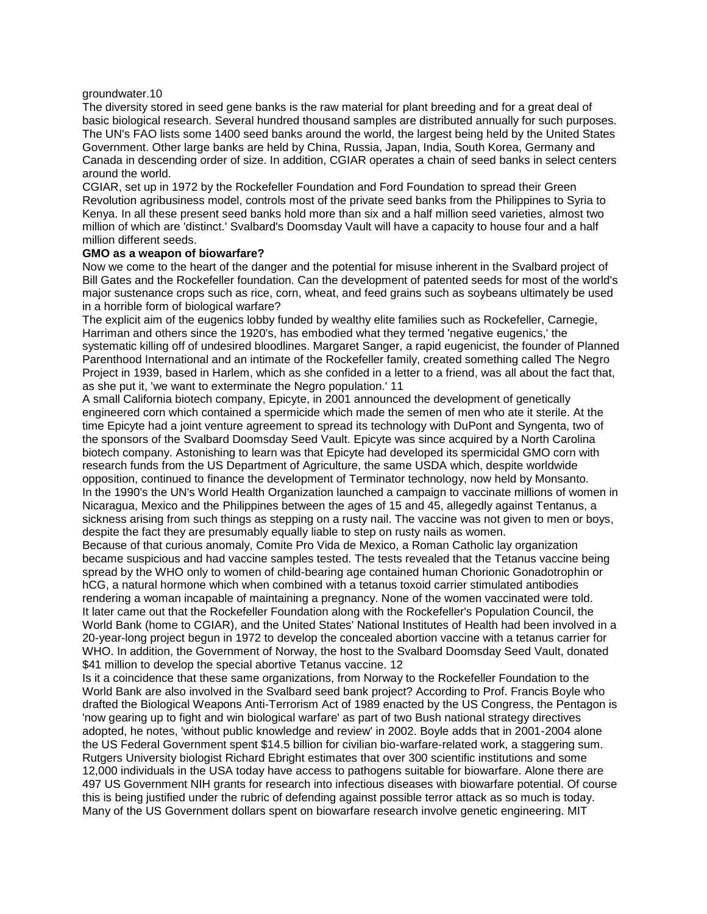groundwater.10

The diversity stored in seed gene banks is the raw material for plant breeding and for a great deal of basic biological research. Several hundred thousand samples are distributed annually for such purposes. The UN's FAO lists some 1400 seed banks around the world, the largest being held by the United States Government. Other large banks are held by China, Russia, Japan, India, South Korea, Germany and Canada in descending order of size. In addition, CGIAR operates a chain of seed banks in select centers around the world.

CGIAR, set up in 1972 by the Rockefeller Foundation and Ford Foundation to spread their Green Revolution agribusiness model, controls most of the private seed banks from the Philippines to Syria to Kenya. In all these present seed banks hold more than six and a half million seed varieties, almost two million of which are 'distinct.' Svalbard's Doomsday Vault will have a capacity to house four and a half million different seeds.

**GMO as a weapon of biowarfare?**

Now we come to the heart of the danger and the potential for misuse inherent in the Svalbard project of Bill Gates and the Rockefeller foundation. Can the development of patented seeds for most of the world's major sustenance crops such as rice, corn, wheat, and feed grains such as soybeans ultimately be used in a horrible form of biological warfare?

The explicit aim of the eugenics lobby funded by wealthy elite families such as Rockefeller, Carnegie, Harriman and others since the 1920's, has embodied what they termed 'negative eugenics,' the systematic killing off of undesired bloodlines. Margaret Sanger, a rapid eugenicist, the founder of Planned Parenthood International and an intimate of the Rockefeller family, created something called The Negro Project in 1939, based in Harlem, which as she confided in a letter to a friend, was all about the fact that, as she put it, 'we want to exterminate the Negro population.' 11

A small California biotech company, Epicyte, in 2001 announced the development of genetically engineered corn which contained a spermicide which made the semen of men who ate it sterile. At the time Epicyte had a joint venture agreement to spread its technology with DuPont and Syngenta, two of the sponsors of the Svalbard Doomsday Seed Vault. Epicyte was since acquired by a North Carolina biotech company. Astonishing to learn was that Epicyte had developed its spermicidal GMO corn with research funds from the US Department of Agriculture, the same USDA which, despite worldwide opposition, continued to finance the development of Terminator technology, now held by Monsanto.

In the 1990's the UN's World Health Organization launched a campaign to vaccinate millions of women in Nicaragua, Mexico and the Philippines between the ages of 15 and 45, allegedly against Tentanus, a sickness arising from such things as stepping on a rusty nail. The vaccine was not given to men or boys, despite the fact they are presumably equally liable to step on rusty nails as women.

Because of that curious anomaly, Comite Pro Vida de Mexico, a Roman Catholic lay organization became suspicious and had vaccine samples tested. The tests revealed that the Tetanus vaccine being spread by the WHO only to women of child-bearing age contained human Chorionic Gonadotrophin or hCG, a natural hormone which when combined with a tetanus toxoid carrier stimulated antibodies rendering a woman incapable of maintaining a pregnancy. None of the women vaccinated were told.

It later came out that the Rockefeller Foundation along with the Rockefeller's Population Council, the World Bank (home to CGIAR), and the United States' National Institutes of Health had been involved in a 20-year-long project begun in 1972 to develop the concealed abortion vaccine with a tetanus carrier for WHO. In addition, the Government of Norway, the host to the Svalbard Doomsday Seed Vault, donated $41 million to develop the special abortive Tetanus vaccine. 12

Is it a coincidence that these same organizations, from Norway to the Rockefeller Foundation to the World Bank are also involved in the Svalbard seed bank project? According to Prof. Francis Boyle who drafted the Biological Weapons Anti-Terrorism Act of 1989 enacted by the US Congress, the Pentagon is 'now gearing up to fight and win biological warfare' as part of two Bush national strategy directives adopted, he notes, 'without public knowledge and review' in 2002. Boyle adds that in 2001-2004 alone the US Federal Government spent $14.5 billion for civilian bio-warfare-related work, a staggering sum. Rutgers University biologist Richard Ebright estimates that over 300 scientific institutions and some 12,000 individuals in the USA today have access to pathogens suitable for biowarfare. Alone there are 497 US Government NIH grants for research into infectious diseases with biowarfare potential. Of course this is being justified under the rubric of defending against possible terror attack as so much is today.

Many of the US Government dollars spent on biowarfare research involve genetic engineering. MIT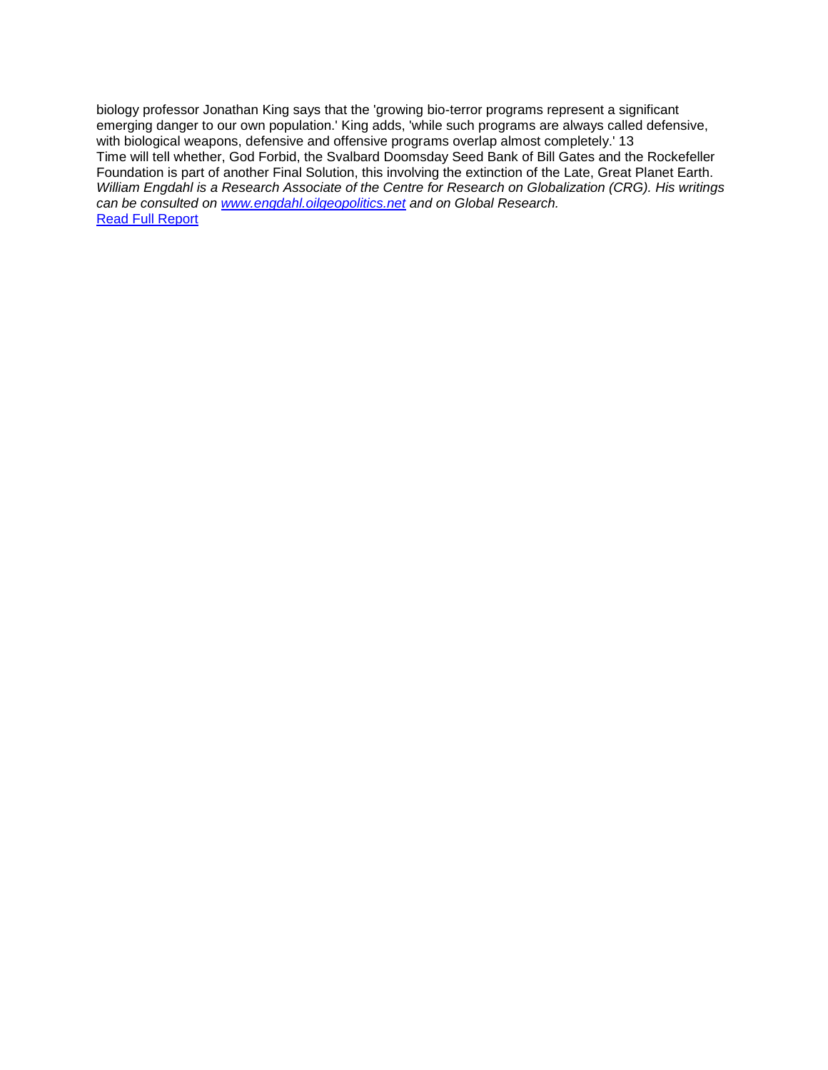biology professor Jonathan King says that the 'growing bio-terror programs represent a significant emerging danger to our own population.' King adds, 'while such programs are always called defensive, with biological weapons, defensive and offensive programs overlap almost completely.' 13

Time will tell whether, God Forbid, the Svalbard Doomsday Seed Bank of Bill Gates and the Rockefeller Foundation is part of another Final Solution, this involving the extinction of the Late, Great Planet Earth.

*William Engdahl is a Research Associate of the Centre for Research on Globalization (CRG). His writings can be consulted on [www.engdahl.oilgeopolitics.net](http://www.engdahl.oilgeopolitics.net) and on Global Research.*

[Read Full Report]()